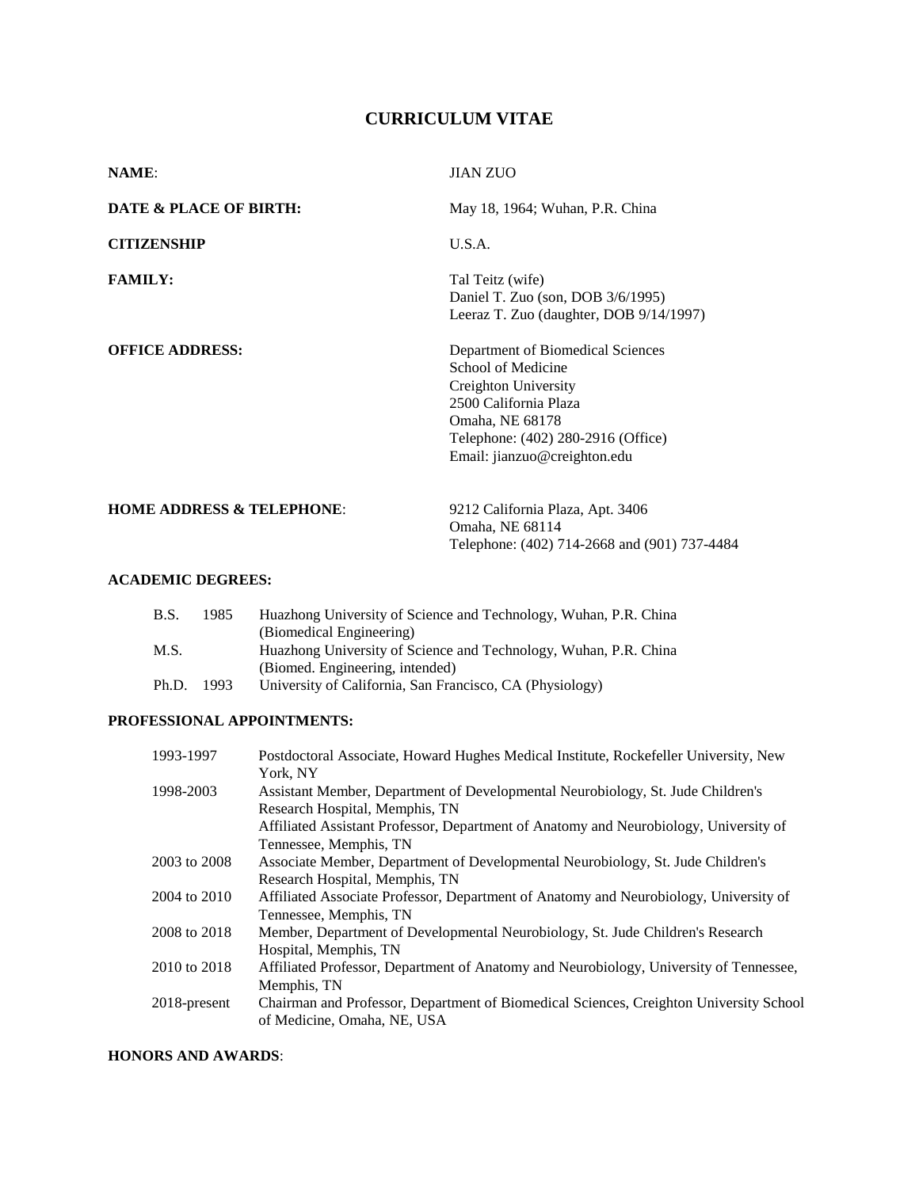# CURRICULUM VITAE

**NAME**: JIAN ZUO

**DATE & PLACE OF BIRTH:** May 18, 1964; Wuhan, P.R. China

**CITIZENSHIP** U.S.A.

**FAMILY:**
Tal Teitz (wife)
Daniel T. Zuo (son, DOB 3/6/1995)
Leeraz T. Zuo (daughter, DOB 9/14/1997)

**OFFICE ADDRESS:**
Department of Biomedical Sciences
School of Medicine
Creighton University
2500 California Plaza
Omaha, NE 68178
Telephone: (402) 280-2916 (Office)
Email: jianzuo@creighton.edu

**HOME ADDRESS & TELEPHONE**:
9212 California Plaza, Apt. 3406
Omaha, NE 68114
Telephone: (402) 714-2668 and (901) 737-4484

## ACADEMIC DEGREES:

| | | |
|---|---|---|
| B.S. | 1985 | Huazhong University of Science and Technology, Wuhan, P.R. China (Biomedical Engineering) |
| M.S. | | Huazhong University of Science and Technology, Wuhan, P.R. China (Biomed. Engineering, intended) |
| Ph.D. | 1993 | University of California, San Francisco, CA (Physiology) |

## PROFESSIONAL APPOINTMENTS:

| | |
|---|---|
| 1993-1997 | Postdoctoral Associate, Howard Hughes Medical Institute, Rockefeller University, New York, NY |
| 1998-2003 | Assistant Member, Department of Developmental Neurobiology, St. Jude Children's Research Hospital, Memphis, TN<br>Affiliated Assistant Professor, Department of Anatomy and Neurobiology, University of Tennessee, Memphis, TN |
| 2003 to 2008 | Associate Member, Department of Developmental Neurobiology, St. Jude Children's Research Hospital, Memphis, TN |
| 2004 to 2010 | Affiliated Associate Professor, Department of Anatomy and Neurobiology, University of Tennessee, Memphis, TN |
| 2008 to 2018 | Member, Department of Developmental Neurobiology, St. Jude Children's Research Hospital, Memphis, TN |
| 2010 to 2018 | Affiliated Professor, Department of Anatomy and Neurobiology, University of Tennessee, Memphis, TN |
| 2018-present | Chairman and Professor, Department of Biomedical Sciences, Creighton University School of Medicine, Omaha, NE, USA |

## HONORS AND AWARDS: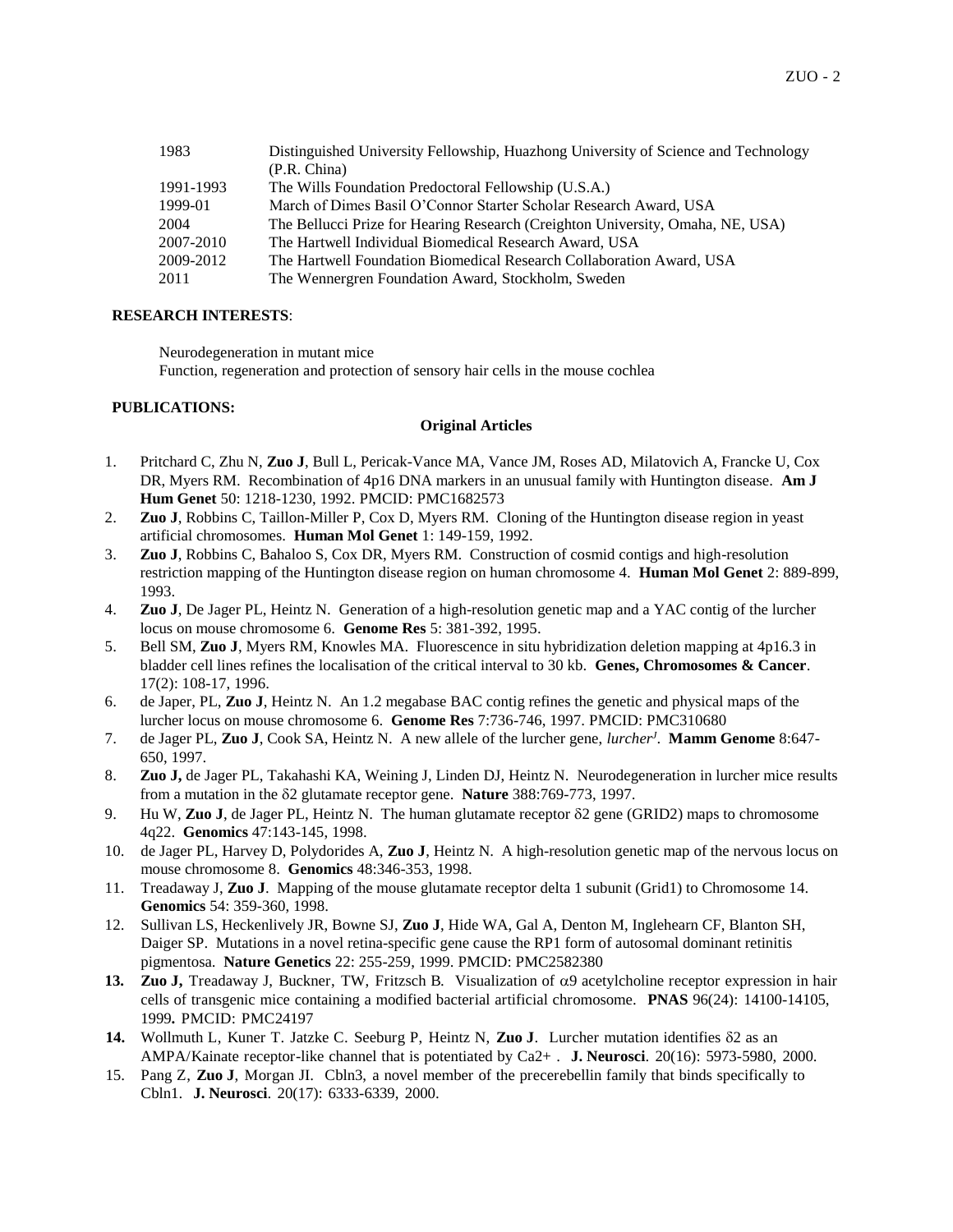| | |
|---|---|
| 1983 | Distinguished University Fellowship, Huazhong University of Science and Technology (P.R. China) |
| 1991-1993 | The Wills Foundation Predoctoral Fellowship (U.S.A.) |
| 1999-01 | March of Dimes Basil O'Connor Starter Scholar Research Award, USA |
| 2004 | The Bellucci Prize for Hearing Research (Creighton University, Omaha, NE, USA) |
| 2007-2010 | The Hartwell Individual Biomedical Research Award, USA |
| 2009-2012 | The Hartwell Foundation Biomedical Research Collaboration Award, USA |
| 2011 | The Wennergren Foundation Award, Stockholm, Sweden |

**RESEARCH INTERESTS**:

Neurodegeneration in mutant mice
Function, regeneration and protection of sensory hair cells in the mouse cochlea

**PUBLICATIONS:**

**Original Articles**

1. Pritchard C, Zhu N, **Zuo J**, Bull L, Pericak-Vance MA, Vance JM, Roses AD, Milatovich A, Francke U, Cox DR, Myers RM. Recombination of 4p16 DNA markers in an unusual family with Huntington disease. **Am J Hum Genet** 50: 1218-1230, 1992. PMCID: PMC1682573
2. **Zuo J**, Robbins C, Taillon-Miller P, Cox D, Myers RM. Cloning of the Huntington disease region in yeast artificial chromosomes. **Human Mol Genet** 1: 149-159, 1992.
3. **Zuo J**, Robbins C, Bahaloo S, Cox DR, Myers RM. Construction of cosmid contigs and high-resolution restriction mapping of the Huntington disease region on human chromosome 4. **Human Mol Genet** 2: 889-899, 1993.
4. **Zuo J**, De Jager PL, Heintz N. Generation of a high-resolution genetic map and a YAC contig of the lurcher locus on mouse chromosome 6. **Genome Res** 5: 381-392, 1995.
5. Bell SM, **Zuo J**, Myers RM, Knowles MA. Fluorescence in situ hybridization deletion mapping at 4p16.3 in bladder cell lines refines the localisation of the critical interval to 30 kb. **Genes, Chromosomes & Cancer**. 17(2): 108-17, 1996.
6. de Japer, PL, **Zuo J**, Heintz N. An 1.2 megabase BAC contig refines the genetic and physical maps of the lurcher locus on mouse chromosome 6. **Genome Res** 7:736-746, 1997. PMCID: PMC310680
7. de Jager PL, **Zuo J**, Cook SA, Heintz N. A new allele of the lurcher gene, *lurcher$^J$*. **Mamm Genome** 8:647-650, 1997.
8. **Zuo J,** de Jager PL, Takahashi KA, Weining J, Linden DJ, Heintz N. Neurodegeneration in lurcher mice results from a mutation in the δ2 glutamate receptor gene. **Nature** 388:769-773, 1997.
9. Hu W, **Zuo J**, de Jager PL, Heintz N. The human glutamate receptor δ2 gene (GRID2) maps to chromosome 4q22. **Genomics** 47:143-145, 1998.
10. de Jager PL, Harvey D, Polydorides A, **Zuo J**, Heintz N. A high-resolution genetic map of the nervous locus on mouse chromosome 8. **Genomics** 48:346-353, 1998.
11. Treadaway J, **Zuo J**. Mapping of the mouse glutamate receptor delta 1 subunit (Grid1) to Chromosome 14. **Genomics** 54: 359-360, 1998.
12. Sullivan LS, Heckenlively JR, Bowne SJ, **Zuo J**, Hide WA, Gal A, Denton M, Inglehearn CF, Blanton SH, Daiger SP. Mutations in a novel retina-specific gene cause the RP1 form of autosomal dominant retinitis pigmentosa. **Nature Genetics** 22: 255-259, 1999. PMCID: PMC2582380
13. **Zuo J,** Treadaway J, Buckner, TW, Fritzsch B. Visualization of α9 acetylcholine receptor expression in hair cells of transgenic mice containing a modified bacterial artificial chromosome. **PNAS** 96(24): 14100-14105, 1999**.** PMCID: PMC24197
14. Wollmuth L, Kuner T. Jatzke C. Seeburg P, Heintz N, **Zuo J**. Lurcher mutation identifies δ2 as an AMPA/Kainate receptor-like channel that is potentiated by Ca2+ . **J. Neurosci**. 20(16): 5973-5980, 2000.
15. Pang Z, **Zuo J**, Morgan JI. Cbln3, a novel member of the precerebellin family that binds specifically to Cbln1. **J. Neurosci**. 20(17): 6333-6339, 2000.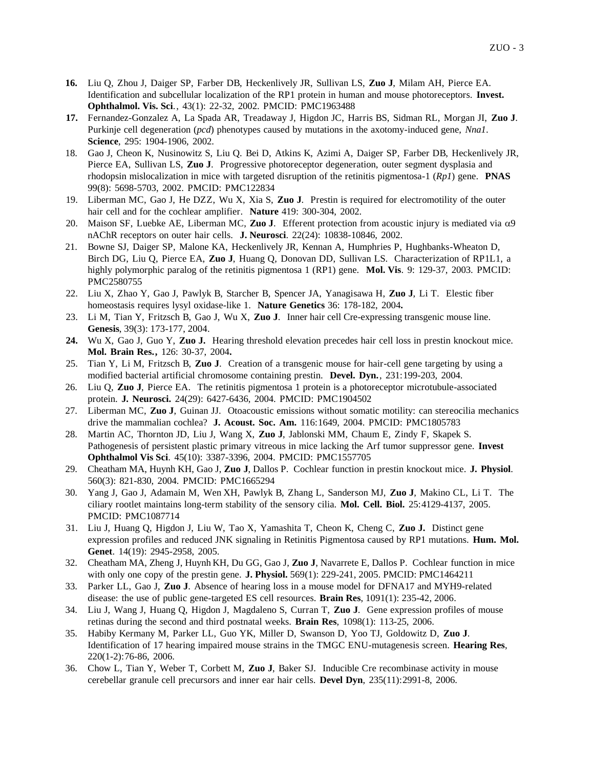**16.** Liu Q, Zhou J, Daiger SP, Farber DB, Heckenlively JR, Sullivan LS, **Zuo J**, Milam AH, Pierce EA. Identification and subcellular localization of the RP1 protein in human and mouse photoreceptors. **Invest. Ophthalmol. Vis. Sci**., 43(1): 22-32, 2002. PMCID: PMC1963488

**17.** Fernandez-Gonzalez A, La Spada AR, Treadaway J, Higdon JC, Harris BS, Sidman RL, Morgan JI, **Zuo J**. Purkinje cell degeneration (*pcd*) phenotypes caused by mutations in the axotomy-induced gene, *Nna1*. **Science**, 295: 1904-1906, 2002.

18. Gao J, Cheon K, Nusinowitz S, Liu Q. Bei D, Atkins K, Azimi A, Daiger SP, Farber DB, Heckenlively JR, Pierce EA, Sullivan LS, **Zuo J**. Progressive photoreceptor degeneration, outer segment dysplasia and rhodopsin mislocalization in mice with targeted disruption of the retinitis pigmentosa-1 (*Rp1*) gene. **PNAS** 99(8): 5698-5703, 2002. PMCID: PMC122834

19. Liberman MC, Gao J, He DZZ, Wu X, Xia S, **Zuo J**. Prestin is required for electromotility of the outer hair cell and for the cochlear amplifier. **Nature** 419: 300-304, 2002.

20. Maison SF, Luebke AE, Liberman MC, **Zuo J**. Efferent protection from acoustic injury is mediated via $\alpha 9$ nAChR receptors on outer hair cells. **J. Neurosci**. 22(24): 10838-10846, 2002.

21. Bowne SJ, Daiger SP, Malone KA, Heckenlively JR, Kennan A, Humphries P, Hughbanks-Wheaton D, Birch DG, Liu Q, Pierce EA, **Zuo J**, Huang Q, Donovan DD, Sullivan LS. Characterization of RP1L1, a highly polymorphic paralog of the retinitis pigmentosa 1 (RP1) gene. **Mol. Vis**. 9: 129-37, 2003. PMCID: PMC2580755

22. Liu X, Zhao Y, Gao J, Pawlyk B, Starcher B, Spencer JA, Yanagisawa H, **Zuo J**, Li T. Elestic fiber homeostasis requires lysyl oxidase-like 1. **Nature Genetics** 36: 178-182, 2004**.**

23. Li M, Tian Y, Fritzsch B, Gao J, Wu X, **Zuo J**. Inner hair cell Cre-expressing transgenic mouse line. **Genesis**, 39(3): 173-177, 2004.

**24.** Wu X, Gao J, Guo Y, **Zuo J.** Hearing threshold elevation precedes hair cell loss in prestin knockout mice. **Mol. Brain Res.**, 126: 30-37, 2004**.**

25. Tian Y, Li M, Fritzsch B, **Zuo J**. Creation of a transgenic mouse for hair-cell gene targeting by using a modified bacterial artificial chromosome containing prestin. **Devel. Dyn.**, 231:199-203, 2004.

26. Liu Q, **Zuo J**, Pierce EA. The retinitis pigmentosa 1 protein is a photoreceptor microtubule-associated protein. **J. Neurosci.** 24(29): 6427-6436, 2004. PMCID: PMC1904502

27. Liberman MC, **Zuo J**, Guinan JJ. Otoacoustic emissions without somatic motility: can stereocilia mechanics drive the mammalian cochlea? **J. Acoust. Soc. Am.** 116:1649, 2004. PMCID: PMC1805783

28. Martin AC, Thornton JD, Liu J, Wang X, **Zuo J**, Jablonski MM, Chaum E, Zindy F, Skapek S. Pathogenesis of persistent plastic primary vitreous in mice lacking the Arf tumor suppressor gene. **Invest Ophthalmol Vis Sci**. 45(10): 3387-3396, 2004. PMCID: PMC1557705

29. Cheatham MA, Huynh KH, Gao J, **Zuo J**, Dallos P. Cochlear function in prestin knockout mice. **J. Physiol**. 560(3): 821-830, 2004. PMCID: PMC1665294

30. Yang J, Gao J, Adamain M, Wen XH, Pawlyk B, Zhang L, Sanderson MJ, **Zuo J**, Makino CL, Li T. The ciliary rootlet maintains long-term stability of the sensory cilia. **Mol. Cell. Biol.** 25:4129-4137, 2005. PMCID: PMC1087714

31. Liu J, Huang Q, Higdon J, Liu W, Tao X, Yamashita T, Cheon K, Cheng C, **Zuo J.** Distinct gene expression profiles and reduced JNK signaling in Retinitis Pigmentosa caused by RP1 mutations. **Hum. Mol. Genet**. 14(19): 2945-2958, 2005.

32. Cheatham MA, Zheng J, Huynh KH, Du GG, Gao J, **Zuo J**, Navarrete E, Dallos P. Cochlear function in mice with only one copy of the prestin gene. **J. Physiol.** 569(1): 229-241, 2005. PMCID: PMC1464211

33. Parker LL, Gao J, **Zuo J**. Absence of hearing loss in a mouse model for DFNA17 and MYH9-related disease: the use of public gene-targeted ES cell resources. **Brain Res**, 1091(1): 235-42, 2006.

34. Liu J, Wang J, Huang Q, Higdon J, Magdaleno S, Curran T, **Zuo J**. Gene expression profiles of mouse retinas during the second and third postnatal weeks. **Brain Res**, 1098(1): 113-25, 2006.

35. Habiby Kermany M, Parker LL, Guo YK, Miller D, Swanson D, Yoo TJ, Goldowitz D, **Zuo J**. Identification of 17 hearing impaired mouse strains in the TMGC ENU-mutagenesis screen. **Hearing Res**, 220(1-2):76-86, 2006.

36. Chow L, Tian Y, Weber T, Corbett M, **Zuo J**, Baker SJ. Inducible Cre recombinase activity in mouse cerebellar granule cell precursors and inner ear hair cells. **Devel Dyn**, 235(11):2991-8, 2006.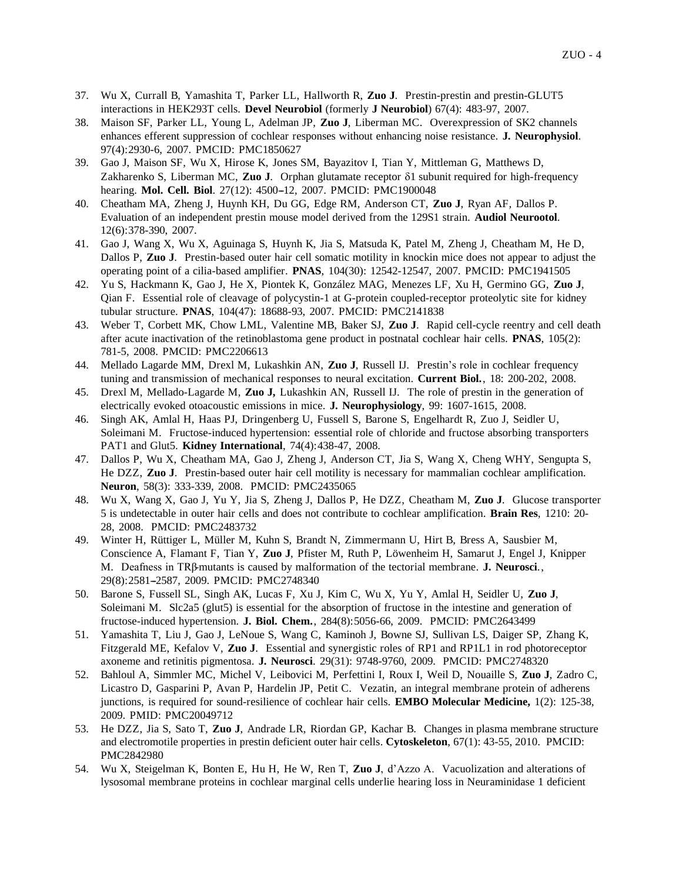37. Wu X, Currall B, Yamashita T, Parker LL, Hallworth R, **Zuo J**. Prestin-prestin and prestin-GLUT5 interactions in HEK293T cells. **Devel Neurobiol** (formerly **J Neurobiol**) 67(4): 483-97, 2007.
38. Maison SF, Parker LL, Young L, Adelman JP, **Zuo J**, Liberman MC. Overexpression of SK2 channels enhances efferent suppression of cochlear responses without enhancing noise resistance. **J. Neurophysiol**. 97(4):2930-6, 2007. PMCID: PMC1850627
39. Gao J, Maison SF, Wu X, Hirose K, Jones SM, Bayazitov I, Tian Y, Mittleman G, Matthews D, Zakharenko S, Liberman MC, **Zuo J**. Orphan glutamate receptor δ1 subunit required for high-frequency hearing. **Mol. Cell. Biol**. 27(12): 4500–12, 2007. PMCID: PMC1900048
40. Cheatham MA, Zheng J, Huynh KH, Du GG, Edge RM, Anderson CT, **Zuo J**, Ryan AF, Dallos P. Evaluation of an independent prestin mouse model derived from the 129S1 strain. **Audiol Neurootol**. 12(6):378-390, 2007.
41. Gao J, Wang X, Wu X, Aguinaga S, Huynh K, Jia S, Matsuda K, Patel M, Zheng J, Cheatham M, He D, Dallos P, **Zuo J**. Prestin-based outer hair cell somatic motility in knockin mice does not appear to adjust the operating point of a cilia-based amplifier. **PNAS**, 104(30): 12542-12547, 2007. PMCID: PMC1941505
42. Yu S, Hackmann K, Gao J, He X, Piontek K, González MAG, Menezes LF, Xu H, Germino GG, **Zuo J**, Qian F. Essential role of cleavage of polycystin-1 at G-protein coupled-receptor proteolytic site for kidney tubular structure. **PNAS**, 104(47): 18688-93, 2007. PMCID: PMC2141838
43. Weber T, Corbett MK, Chow LML, Valentine MB, Baker SJ, **Zuo J**. Rapid cell-cycle reentry and cell death after acute inactivation of the retinoblastoma gene product in postnatal cochlear hair cells. **PNAS**, 105(2): 781-5, 2008. PMCID: PMC2206613
44. Mellado Lagarde MM, Drexl M, Lukashkin AN, **Zuo J**, Russell IJ. Prestin's role in cochlear frequency tuning and transmission of mechanical responses to neural excitation. **Current Biol.**, 18: 200-202, 2008.
45. Drexl M, Mellado-Lagarde M, **Zuo J,** Lukashkin AN, Russell IJ. The role of prestin in the generation of electrically evoked otoacoustic emissions in mice. **J. Neurophysiology**, 99: 1607-1615, 2008.
46. Singh AK, Amlal H, Haas PJ, Dringenberg U, Fussell S, Barone S, Engelhardt R, Zuo J, Seidler U, Soleimani M. Fructose-induced hypertension: essential role of chloride and fructose absorbing transporters PAT1 and Glut5. **Kidney International**, 74(4):438-47, 2008.
47. Dallos P, Wu X, Cheatham MA, Gao J, Zheng J, Anderson CT, Jia S, Wang X, Cheng WHY, Sengupta S, He DZZ, **Zuo J**. Prestin-based outer hair cell motility is necessary for mammalian cochlear amplification. **Neuron**, 58(3): 333-339, 2008. PMCID: PMC2435065
48. Wu X, Wang X, Gao J, Yu Y, Jia S, Zheng J, Dallos P, He DZZ, Cheatham M, **Zuo J**. Glucose transporter 5 is undetectable in outer hair cells and does not contribute to cochlear amplification. **Brain Res**, 1210: 20-28, 2008. PMCID: PMC2483732
49. Winter H, Rüttiger L, Müller M, Kuhn S, Brandt N, Zimmermann U, Hirt B, Bress A, Sausbier M, Conscience A, Flamant F, Tian Y, **Zuo J**, Pfister M, Ruth P, Löwenheim H, Samarut J, Engel J, Knipper M. Deafness in TRβ-mutants is caused by malformation of the tectorial membrane. **J. Neurosci**., 29(8):2581–2587, 2009. PMCID: PMC2748340
50. Barone S, Fussell SL, Singh AK, Lucas F, Xu J, Kim C, Wu X, Yu Y, Amlal H, Seidler U, **Zuo J**, Soleimani M. Slc2a5 (glut5) is essential for the absorption of fructose in the intestine and generation of fructose-induced hypertension. **J. Biol. Chem.**, 284(8):5056-66, 2009. PMCID: PMC2643499
51. Yamashita T, Liu J, Gao J, LeNoue S, Wang C, Kaminoh J, Bowne SJ, Sullivan LS, Daiger SP, Zhang K, Fitzgerald ME, Kefalov V, **Zuo J**. Essential and synergistic roles of RP1 and RP1L1 in rod photoreceptor axoneme and retinitis pigmentosa. **J. Neurosci**. 29(31): 9748-9760, 2009. PMCID: PMC2748320
52. Bahloul A, Simmler MC, Michel V, Leibovici M, Perfettini I, Roux I, Weil D, Nouaille S, **Zuo J**, Zadro C, Licastro D, Gasparini P, Avan P, Hardelin JP, Petit C. Vezatin, an integral membrane protein of adherens junctions, is required for sound-resilience of cochlear hair cells. **EMBO Molecular Medicine,** 1(2): 125-38, 2009. PMID: PMC20049712
53. He DZZ, Jia S, Sato T, **Zuo J**, Andrade LR, Riordan GP, Kachar B. Changes in plasma membrane structure and electromotile properties in prestin deficient outer hair cells. **Cytoskeleton**, 67(1): 43-55, 2010. PMCID: PMC2842980
54. Wu X, Steigelman K, Bonten E, Hu H, He W, Ren T, **Zuo J**, d'Azzo A. Vacuolization and alterations of lysosomal membrane proteins in cochlear marginal cells underlie hearing loss in Neuraminidase 1 deficient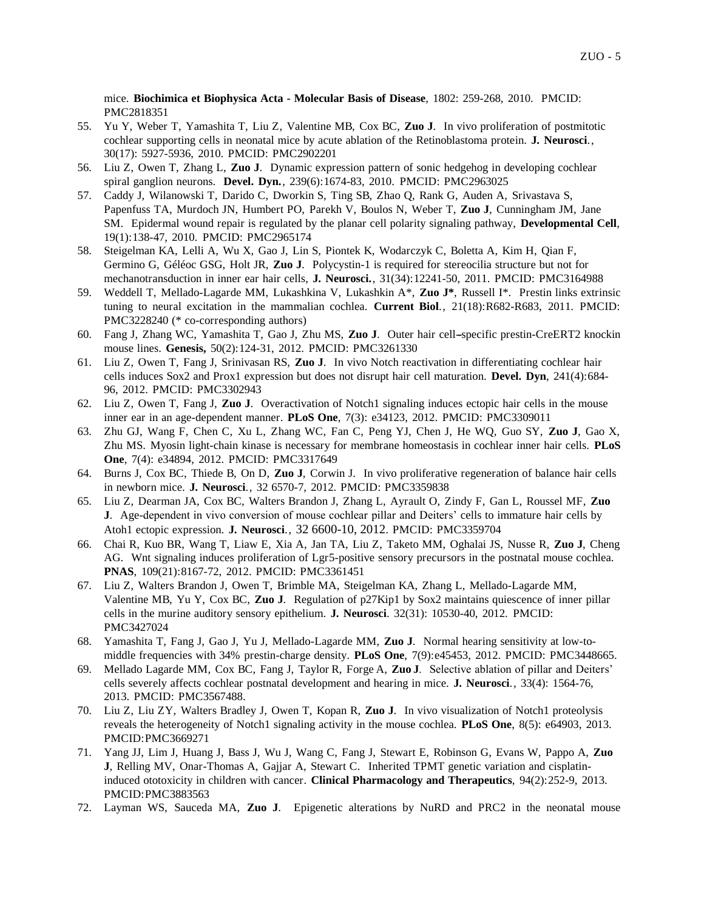mice. **Biochimica et Biophysica Acta - Molecular Basis of Disease**, 1802: 259-268, 2010. PMCID: PMC2818351

55. Yu Y, Weber T, Yamashita T, Liu Z, Valentine MB, Cox BC, **Zuo J**. In vivo proliferation of postmitotic cochlear supporting cells in neonatal mice by acute ablation of the Retinoblastoma protein. **J. Neurosci.**, 30(17): 5927-5936, 2010. PMCID: PMC2902201
56. Liu Z, Owen T, Zhang L, **Zuo J**. Dynamic expression pattern of sonic hedgehog in developing cochlear spiral ganglion neurons. **Devel. Dyn.**, 239(6):1674-83, 2010. PMCID: PMC2963025
57. Caddy J, Wilanowski T, Darido C, Dworkin S, Ting SB, Zhao Q, Rank G, Auden A, Srivastava S, Papenfuss TA, Murdoch JN, Humbert PO, Parekh V, Boulos N, Weber T, **Zuo J**, Cunningham JM, Jane SM. Epidermal wound repair is regulated by the planar cell polarity signaling pathway, **Developmental Cell**, 19(1):138-47, 2010. PMCID: PMC2965174
58. Steigelman KA, Lelli A, Wu X, Gao J, Lin S, Piontek K, Wodarczyk C, Boletta A, Kim H, Qian F, Germino G, Géléoc GSG, Holt JR, **Zuo J**. Polycystin-1 is required for stereocilia structure but not for mechanotransduction in inner ear hair cells, **J. Neurosci.**, 31(34):12241-50, 2011. PMCID: PMC3164988
59. Weddell T, Mellado-Lagarde MM, Lukashkina V, Lukashkin A*, **Zuo J***, Russell I*. Prestin links extrinsic tuning to neural excitation in the mammalian cochlea. **Current Biol.**, 21(18):R682-R683, 2011. PMCID: PMC3228240 (* co-corresponding authors)
60. Fang J, Zhang WC, Yamashita T, Gao J, Zhu MS, **Zuo J**. Outer hair cell–specific prestin-CreERT2 knockin mouse lines. **Genesis,** 50(2):124-31, 2012. PMCID: PMC3261330
61. Liu Z, Owen T, Fang J, Srinivasan RS, **Zuo J**. In vivo Notch reactivation in differentiating cochlear hair cells induces Sox2 and Prox1 expression but does not disrupt hair cell maturation. **Devel. Dyn**, 241(4):684-96, 2012. PMCID: PMC3302943
62. Liu Z, Owen T, Fang J, **Zuo J**. Overactivation of Notch1 signaling induces ectopic hair cells in the mouse inner ear in an age-dependent manner. **PLoS One**, 7(3): e34123, 2012. PMCID: PMC3309011
63. Zhu GJ, Wang F, Chen C, Xu L, Zhang WC, Fan C, Peng YJ, Chen J, He WQ, Guo SY, **Zuo J**, Gao X, Zhu MS. Myosin light-chain kinase is necessary for membrane homeostasis in cochlear inner hair cells. **PLoS One**, 7(4): e34894, 2012. PMCID: PMC3317649
64. Burns J, Cox BC, Thiede B, On D, **Zuo J**, Corwin J. In vivo proliferative regeneration of balance hair cells in newborn mice. **J. Neurosci.**, 32 6570-7, 2012. PMCID: PMC3359838
65. Liu Z, Dearman JA, Cox BC, Walters Brandon J, Zhang L, Ayrault O, Zindy F, Gan L, Roussel MF, **Zuo J**. Age-dependent in vivo conversion of mouse cochlear pillar and Deiters' cells to immature hair cells by Atoh1 ectopic expression. **J. Neurosci.**, 32 6600-10, 2012. PMCID: PMC3359704
66. Chai R, Kuo BR, Wang T, Liaw E, Xia A, Jan TA, Liu Z, Taketo MM, Oghalai JS, Nusse R, **Zuo J**, Cheng AG. Wnt signaling induces proliferation of Lgr5-positive sensory precursors in the postnatal mouse cochlea. **PNAS**, 109(21):8167-72, 2012. PMCID: PMC3361451
67. Liu Z, Walters Brandon J, Owen T, Brimble MA, Steigelman KA, Zhang L, Mellado-Lagarde MM, Valentine MB, Yu Y, Cox BC, **Zuo J**. Regulation of p27Kip1 by Sox2 maintains quiescence of inner pillar cells in the murine auditory sensory epithelium. **J. Neurosci**. 32(31): 10530-40, 2012. PMCID: PMC3427024
68. Yamashita T, Fang J, Gao J, Yu J, Mellado-Lagarde MM, **Zuo J**. Normal hearing sensitivity at low-to-middle frequencies with 34% prestin-charge density. **PLoS One**, 7(9):e45453, 2012. PMCID: PMC3448665.
69. Mellado Lagarde MM, Cox BC, Fang J, Taylor R, Forge A, **Zuo J**. Selective ablation of pillar and Deiters' cells severely affects cochlear postnatal development and hearing in mice. **J. Neurosci.**, 33(4): 1564-76, 2013. PMCID: PMC3567488.
70. Liu Z, Liu ZY, Walters Bradley J, Owen T, Kopan R, **Zuo J**. In vivo visualization of Notch1 proteolysis reveals the heterogeneity of Notch1 signaling activity in the mouse cochlea. **PLoS One**, 8(5): e64903, 2013. PMCID:PMC3669271
71. Yang JJ, Lim J, Huang J, Bass J, Wu J, Wang C, Fang J, Stewart E, Robinson G, Evans W, Pappo A, **Zuo J**, Relling MV, Onar-Thomas A, Gajjar A, Stewart C. Inherited TPMT genetic variation and cisplatin-induced ototoxicity in children with cancer. **Clinical Pharmacology and Therapeutics**, 94(2):252-9, 2013. PMCID:PMC3883563
72. Layman WS, Sauceda MA, **Zuo J**. Epigenetic alterations by NuRD and PRC2 in the neonatal mouse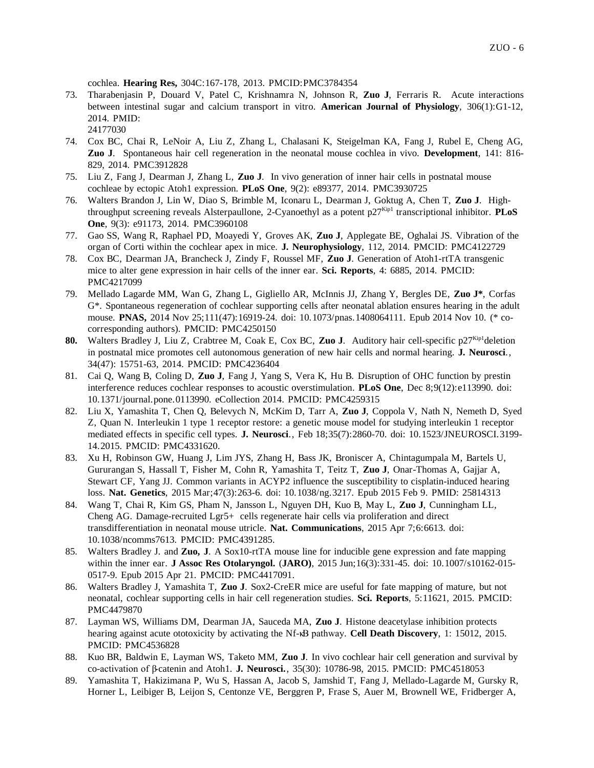cochlea. **Hearing Res,** 304C:167-178, 2013. PMCID:PMC3784354

73. Tharabenjasin P, Douard V, Patel C, Krishnamra N, Johnson R, **Zuo J**, Ferraris R. Acute interactions between intestinal sugar and calcium transport in vitro. **American Journal of Physiology**, 306(1):G1-12, 2014. PMID: 24177030
74. Cox BC, Chai R, LeNoir A, Liu Z, Zhang L, Chalasani K, Steigelman KA, Fang J, Rubel E, Cheng AG, **Zuo J**. Spontaneous hair cell regeneration in the neonatal mouse cochlea in vivo. **Development**, 141: 816-829, 2014. PMC3912828
75. Liu Z, Fang J, Dearman J, Zhang L, **Zuo J**. In vivo generation of inner hair cells in postnatal mouse cochleae by ectopic Atoh1 expression. **PLoS One**, 9(2): e89377, 2014. PMC3930725
76. Walters Brandon J, Lin W, Diao S, Brimble M, Iconaru L, Dearman J, Goktug A, Chen T, **Zuo J**. High-throughput screening reveals Alsterpaullone, 2-Cyanoethyl as a potent p27$^{Kip1}$ transcriptional inhibitor. **PLoS One**, 9(3): e91173, 2014. PMC3960108
77. Gao SS, Wang R, Raphael PD, Moayedi Y, Groves AK, **Zuo J**, Applegate BE, Oghalai JS. Vibration of the organ of Corti within the cochlear apex in mice. **J. Neurophysiology**, 112, 2014. PMCID: PMC4122729
78. Cox BC, Dearman JA, Brancheck J, Zindy F, Roussel MF, **Zuo J**. Generation of Atoh1-rtTA transgenic mice to alter gene expression in hair cells of the inner ear. **Sci. Reports**, 4: 6885, 2014. PMCID: PMC4217099
79. Mellado Lagarde MM, Wan G, Zhang L, Gigliello AR, McInnis JJ, Zhang Y, Bergles DE, **Zuo J***, Corfas G*. Spontaneous regeneration of cochlear supporting cells after neonatal ablation ensures hearing in the adult mouse. **PNAS,** 2014 Nov 25;111(47):16919-24. doi: 10.1073/pnas.1408064111. Epub 2014 Nov 10. (* co-corresponding authors). PMCID: PMC4250150
80. Walters Bradley J, Liu Z, Crabtree M, Coak E, Cox BC, **Zuo J**. Auditory hair cell-specific p27$^{Kip1}$deletion in postnatal mice promotes cell autonomous generation of new hair cells and normal hearing. **J. Neurosci.**, 34(47): 15751-63, 2014. PMCID: PMC4236404
81. Cai Q, Wang B, Coling D, **Zuo J**, Fang J, Yang S, Vera K, Hu B. Disruption of OHC function by prestin interference reduces cochlear responses to acoustic overstimulation. **PLoS One**, Dec 8;9(12):e113990. doi: 10.1371/journal.pone.0113990. eCollection 2014. PMCID: PMC4259315
82. Liu X, Yamashita T, Chen Q, Belevych N, McKim D, Tarr A, **Zuo J**, Coppola V, Nath N, Nemeth D, Syed Z, Quan N. Interleukin 1 type 1 receptor restore: a genetic mouse model for studying interleukin 1 receptor mediated effects in specific cell types. **J. Neurosci.**, Feb 18;35(7):2860-70. doi: 10.1523/JNEUROSCI.3199-14.2015. PMCID: PMC4331620.
83. Xu H, Robinson GW, Huang J, Lim JYS, Zhang H, Bass JK, Broniscer A, Chintagumpala M, Bartels U, Gururangan S, Hassall T, Fisher M, Cohn R, Yamashita T, Teitz T, **Zuo J**, Onar-Thomas A, Gajjar A, Stewart CF, Yang JJ. Common variants in ACYP2 influence the susceptibility to cisplatin-induced hearing loss. **Nat. Genetics**, 2015 Mar;47(3):263-6. doi: 10.1038/ng.3217. Epub 2015 Feb 9. PMID: 25814313
84. Wang T, Chai R, Kim GS, Pham N, Jansson L, Nguyen DH, Kuo B, May L, **Zuo J**, Cunningham LL, Cheng AG. Damage-recruited Lgr5+ cells regenerate hair cells via proliferation and direct transdifferentiation in neonatal mouse utricle. **Nat. Communications**, 2015 Apr 7;6:6613. doi: 10.1038/ncomms7613. PMCID: PMC4391285.
85. Walters Bradley J. and **Zuo, J**. A Sox10-rtTA mouse line for inducible gene expression and fate mapping within the inner ear. **J Assoc Res Otolaryngol.** (**JARO)**, 2015 Jun;16(3):331-45. doi: 10.1007/s10162-015-0517-9. Epub 2015 Apr 21. PMCID: PMC4417091.
86. Walters Bradley J, Yamashita T, **Zuo J**. Sox2-CreER mice are useful for fate mapping of mature, but not neonatal, cochlear supporting cells in hair cell regeneration studies. **Sci. Reports**, 5:11621, 2015. PMCID: PMC4479870
87. Layman WS, Williams DM, Dearman JA, Sauceda MA, **Zuo J**. Histone deacetylase inhibition protects hearing against acute ototoxicity by activating the Nf-κB pathway. **Cell Death Discovery**, 1: 15012, 2015. PMCID: PMC4536828
88. Kuo BR, Baldwin E, Layman WS, Taketo MM, **Zuo J**. In vivo cochlear hair cell generation and survival by co-activation of β-catenin and Atoh1. **J. Neurosci.**, 35(30): 10786-98, 2015. PMCID: PMC4518053
89. Yamashita T, Hakizimana P, Wu S, Hassan A, Jacob S, Jamshid T, Fang J, Mellado-Lagarde M, Gursky R, Horner L, Leibiger B, Leijon S, Centonze VE, Berggren P, Frase S, Auer M, Brownell WE, Fridberger A,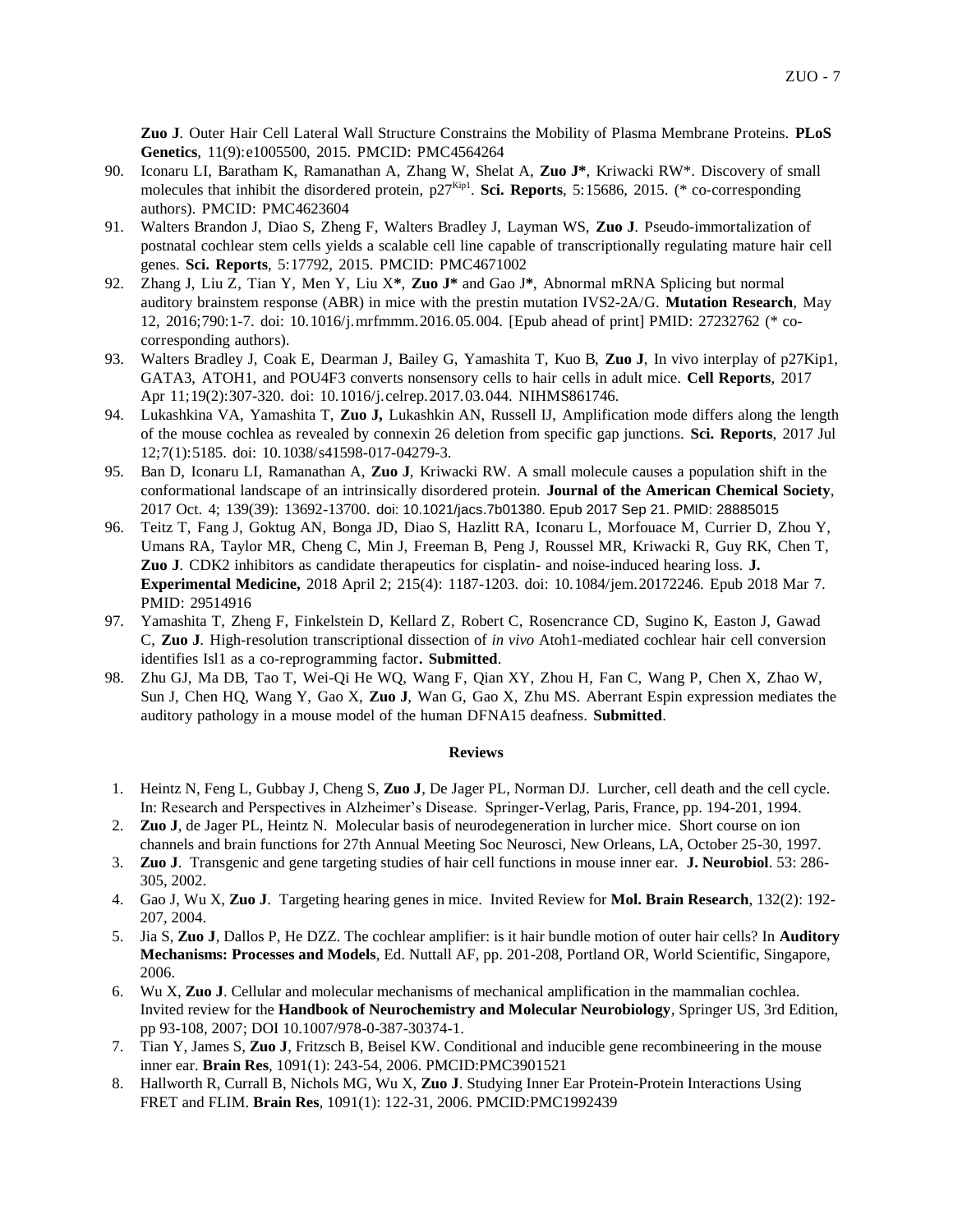**Zuo J**. Outer Hair Cell Lateral Wall Structure Constrains the Mobility of Plasma Membrane Proteins. **PLoS Genetics**, 11(9):e1005500, 2015. PMCID: PMC4564264

90. Iconaru LI, Baratham K, Ramanathan A, Zhang W, Shelat A, **Zuo J***, Kriwacki RW*. Discovery of small molecules that inhibit the disordered protein, $p27^{Kip1}$. **Sci. Reports**, 5:15686, 2015. (* co-corresponding authors). PMCID: PMC4623604
91. Walters Brandon J, Diao S, Zheng F, Walters Bradley J, Layman WS, **Zuo J**. Pseudo-immortalization of postnatal cochlear stem cells yields a scalable cell line capable of transcriptionally regulating mature hair cell genes. **Sci. Reports**, 5:17792, 2015. PMCID: PMC4671002
92. Zhang J, Liu Z, Tian Y, Men Y, Liu X*, **Zuo J*** and Gao J*, Abnormal mRNA Splicing but normal auditory brainstem response (ABR) in mice with the prestin mutation IVS2-2A/G. **Mutation Research**, May 12, 2016;790:1-7. doi: 10.1016/j.mrfmmm.2016.05.004. [Epub ahead of print] PMID: 27232762 (* co-corresponding authors).
93. Walters Bradley J, Coak E, Dearman J, Bailey G, Yamashita T, Kuo B, **Zuo J**, In vivo interplay of p27Kip1, GATA3, ATOH1, and POU4F3 converts nonsensory cells to hair cells in adult mice. **Cell Reports**, 2017 Apr 11;19(2):307-320. doi: 10.1016/j.celrep.2017.03.044. NIHMS861746.
94. Lukashkina VA, Yamashita T, **Zuo J,** Lukashkin AN, Russell IJ, Amplification mode differs along the length of the mouse cochlea as revealed by connexin 26 deletion from specific gap junctions. **Sci. Reports**, 2017 Jul 12;7(1):5185. doi: 10.1038/s41598-017-04279-3.
95. Ban D, Iconaru LI, Ramanathan A, **Zuo J**, Kriwacki RW. A small molecule causes a population shift in the conformational landscape of an intrinsically disordered protein. **Journal of the American Chemical Society**, 2017 Oct. 4; 139(39): 13692-13700. doi: 10.1021/jacs.7b01380. Epub 2017 Sep 21. PMID: 28885015
96. Teitz T, Fang J, Goktug AN, Bonga JD, Diao S, Hazlitt RA, Iconaru L, Morfouace M, Currier D, Zhou Y, Umans RA, Taylor MR, Cheng C, Min J, Freeman B, Peng J, Roussel MR, Kriwacki R, Guy RK, Chen T, **Zuo J**. CDK2 inhibitors as candidate therapeutics for cisplatin- and noise-induced hearing loss. **J. Experimental Medicine,** 2018 April 2; 215(4): 1187-1203. doi: 10.1084/jem.20172246. Epub 2018 Mar 7. PMID: 29514916
97. Yamashita T, Zheng F, Finkelstein D, Kellard Z, Robert C, Rosencrance CD, Sugino K, Easton J, Gawad C, **Zuo J**. High-resolution transcriptional dissection of *in vivo* Atoh1-mediated cochlear hair cell conversion identifies Isl1 as a co-reprogramming factor**. Submitted**.
98. Zhu GJ, Ma DB, Tao T, Wei-Qi He WQ, Wang F, Qian XY, Zhou H, Fan C, Wang P, Chen X, Zhao W, Sun J, Chen HQ, Wang Y, Gao X, **Zuo J**, Wan G, Gao X, Zhu MS. Aberrant Espin expression mediates the auditory pathology in a mouse model of the human DFNA15 deafness. **Submitted**.

## Reviews

1. Heintz N, Feng L, Gubbay J, Cheng S, **Zuo J**, De Jager PL, Norman DJ. Lurcher, cell death and the cell cycle. In: Research and Perspectives in Alzheimer's Disease. Springer-Verlag, Paris, France, pp. 194-201, 1994.
2. **Zuo J**, de Jager PL, Heintz N. Molecular basis of neurodegeneration in lurcher mice. Short course on ion channels and brain functions for 27th Annual Meeting Soc Neurosci, New Orleans, LA, October 25-30, 1997.
3. **Zuo J**. Transgenic and gene targeting studies of hair cell functions in mouse inner ear. **J. Neurobiol**. 53: 286-305, 2002.
4. Gao J, Wu X, **Zuo J**. Targeting hearing genes in mice. Invited Review for **Mol. Brain Research**, 132(2): 192-207, 2004.
5. Jia S, **Zuo J**, Dallos P, He DZZ. The cochlear amplifier: is it hair bundle motion of outer hair cells? In **Auditory Mechanisms: Processes and Models**, Ed. Nuttall AF, pp. 201-208, Portland OR, World Scientific, Singapore, 2006.
6. Wu X, **Zuo J**. Cellular and molecular mechanisms of mechanical amplification in the mammalian cochlea. Invited review for the **Handbook of Neurochemistry and Molecular Neurobiology**, Springer US, 3rd Edition, pp 93-108, 2007; DOI 10.1007/978-0-387-30374-1.
7. Tian Y, James S, **Zuo J**, Fritzsch B, Beisel KW. Conditional and inducible gene recombineering in the mouse inner ear. **Brain Res**, 1091(1): 243-54, 2006. PMCID:PMC3901521
8. Hallworth R, Currall B, Nichols MG, Wu X, **Zuo J**. Studying Inner Ear Protein-Protein Interactions Using FRET and FLIM. **Brain Res**, 1091(1): 122-31, 2006. PMCID:PMC1992439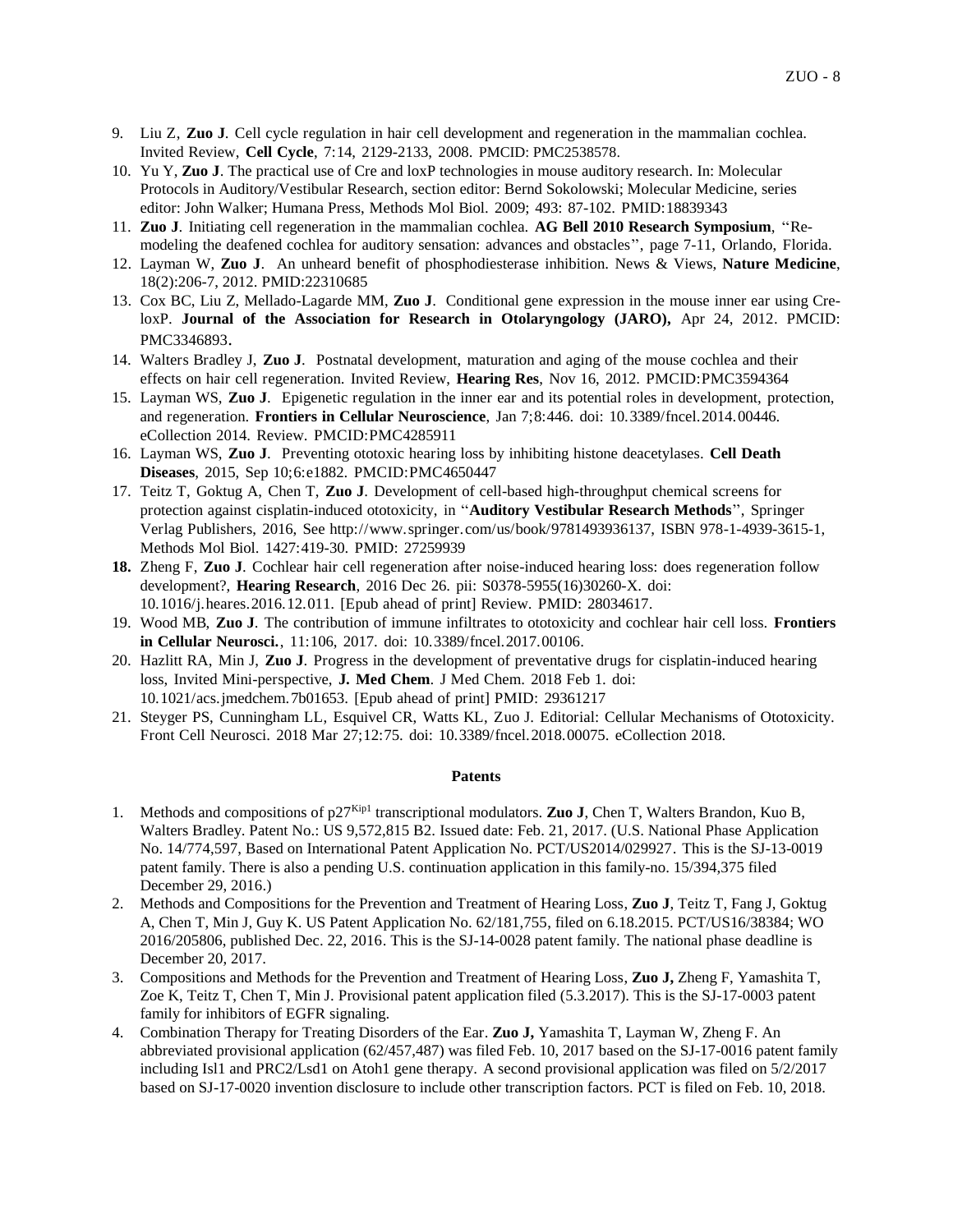9. Liu Z, **Zuo J**. Cell cycle regulation in hair cell development and regeneration in the mammalian cochlea. Invited Review, **Cell Cycle**, 7:14, 2129-2133, 2008. PMCID: PMC2538578.
10. Yu Y, **Zuo J**. The practical use of Cre and loxP technologies in mouse auditory research. In: Molecular Protocols in Auditory/Vestibular Research, section editor: Bernd Sokolowski; Molecular Medicine, series editor: John Walker; Humana Press, Methods Mol Biol. 2009; 493: 87-102. PMID:18839343
11. **Zuo J**. Initiating cell regeneration in the mammalian cochlea. **AG Bell 2010 Research Symposium**, "Re-modeling the deafened cochlea for auditory sensation: advances and obstacles", page 7-11, Orlando, Florida.
12. Layman W, **Zuo J**. An unheard benefit of phosphodiesterase inhibition. News & Views, **Nature Medicine**, 18(2):206-7, 2012. PMID:22310685
13. Cox BC, Liu Z, Mellado-Lagarde MM, **Zuo J**. Conditional gene expression in the mouse inner ear using Cre-loxP. **Journal of the Association for Research in Otolaryngology (JARO),** Apr 24, 2012. PMCID: PMC3346893.
14. Walters Bradley J, **Zuo J**. Postnatal development, maturation and aging of the mouse cochlea and their effects on hair cell regeneration. Invited Review, **Hearing Res**, Nov 16, 2012. PMCID:PMC3594364
15. Layman WS, **Zuo J**. Epigenetic regulation in the inner ear and its potential roles in development, protection, and regeneration. **Frontiers in Cellular Neuroscience**, Jan 7;8:446. doi: 10.3389/fncel.2014.00446. eCollection 2014. Review. PMCID:PMC4285911
16. Layman WS, **Zuo J**. Preventing ototoxic hearing loss by inhibiting histone deacetylases. **Cell Death Diseases**, 2015, Sep 10;6:e1882. PMCID:PMC4650447
17. Teitz T, Goktug A, Chen T, **Zuo J**. Development of cell-based high-throughput chemical screens for protection against cisplatin-induced ototoxicity, in "**Auditory Vestibular Research Methods**", Springer Verlag Publishers, 2016, See http://www.springer.com/us/book/9781493936137, ISBN 978-1-4939-3615-1, Methods Mol Biol. 1427:419-30. PMID: 27259939
18. Zheng F, **Zuo J**. Cochlear hair cell regeneration after noise-induced hearing loss: does regeneration follow development?, **Hearing Research**, 2016 Dec 26. pii: S0378-5955(16)30260-X. doi: 10.1016/j.heares.2016.12.011. [Epub ahead of print] Review. PMID: 28034617.
19. Wood MB, **Zuo J**. The contribution of immune infiltrates to ototoxicity and cochlear hair cell loss. **Frontiers in Cellular Neurosci.**, 11:106, 2017. doi: 10.3389/fncel.2017.00106.
20. Hazlitt RA, Min J, **Zuo J**. Progress in the development of preventative drugs for cisplatin-induced hearing loss, Invited Mini-perspective, **J. Med Chem**. J Med Chem. 2018 Feb 1. doi: 10.1021/acs.jmedchem.7b01653. [Epub ahead of print] PMID: 29361217
21. Steyger PS, Cunningham LL, Esquivel CR, Watts KL, Zuo J. Editorial: Cellular Mechanisms of Ototoxicity. Front Cell Neurosci. 2018 Mar 27;12:75. doi: 10.3389/fncel.2018.00075. eCollection 2018.

## Patents

1. Methods and compositions of $p27^{Kip1}$ transcriptional modulators. **Zuo J**, Chen T, Walters Brandon, Kuo B, Walters Bradley. Patent No.: US 9,572,815 B2. Issued date: Feb. 21, 2017. (U.S. National Phase Application No. 14/774,597, Based on International Patent Application No. PCT/US2014/029927. This is the SJ-13-0019 patent family. There is also a pending U.S. continuation application in this family-no. 15/394,375 filed December 29, 2016.)
2. Methods and Compositions for the Prevention and Treatment of Hearing Loss, **Zuo J**, Teitz T, Fang J, Goktug A, Chen T, Min J, Guy K. US Patent Application No. 62/181,755, filed on 6.18.2015. PCT/US16/38384; WO 2016/205806, published Dec. 22, 2016. This is the SJ-14-0028 patent family. The national phase deadline is December 20, 2017.
3. Compositions and Methods for the Prevention and Treatment of Hearing Loss, **Zuo J,** Zheng F, Yamashita T, Zoe K, Teitz T, Chen T, Min J. Provisional patent application filed (5.3.2017). This is the SJ-17-0003 patent family for inhibitors of EGFR signaling.
4. Combination Therapy for Treating Disorders of the Ear. **Zuo J,** Yamashita T, Layman W, Zheng F. An abbreviated provisional application (62/457,487) was filed Feb. 10, 2017 based on the SJ-17-0016 patent family including Isl1 and PRC2/Lsd1 on Atoh1 gene therapy. A second provisional application was filed on 5/2/2017 based on SJ-17-0020 invention disclosure to include other transcription factors. PCT is filed on Feb. 10, 2018.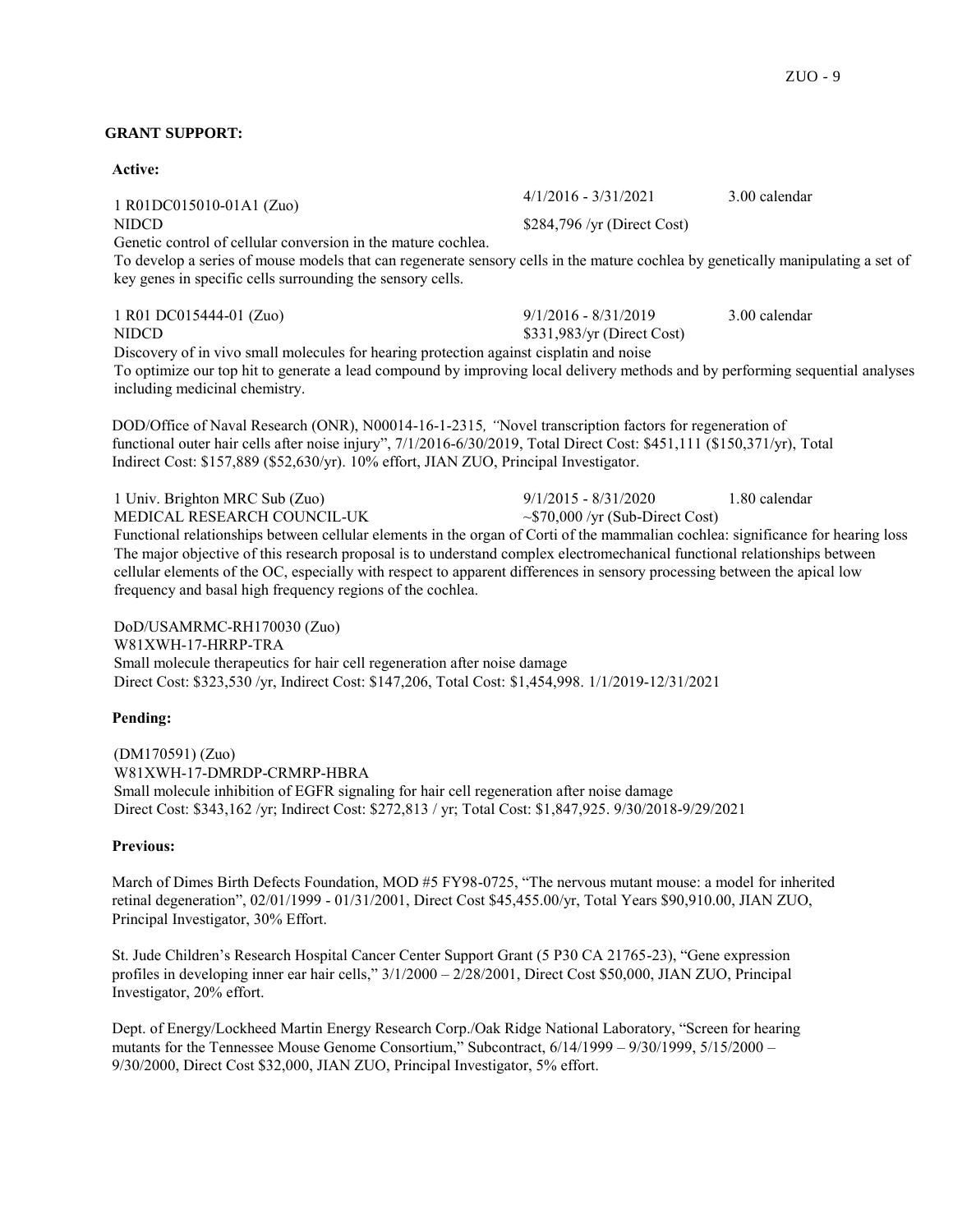**GRANT SUPPORT:**

**Active:**

1 R01DC015010-01A1 (Zuo) 4/1/2016 - 3/31/2021 3.00 calendar
NIDCD $284,796 /yr (Direct Cost)
Genetic control of cellular conversion in the mature cochlea.
To develop a series of mouse models that can regenerate sensory cells in the mature cochlea by genetically manipulating a set of key genes in specific cells surrounding the sensory cells.

1 R01 DC015444-01 (Zuo) 9/1/2016 - 8/31/2019 3.00 calendar
NIDCD $331,983/yr (Direct Cost)
Discovery of in vivo small molecules for hearing protection against cisplatin and noise
To optimize our top hit to generate a lead compound by improving local delivery methods and by performing sequential analyses including medicinal chemistry.

DOD/Office of Naval Research (ONR), N00014-16-1-2315*, "*Novel transcription factors for regeneration of functional outer hair cells after noise injury", 7/1/2016-6/30/2019, Total Direct Cost: $451,111 ($150,371/yr), Total Indirect Cost: $157,889 ($52,630/yr). 10% effort, JIAN ZUO, Principal Investigator.

1 Univ. Brighton MRC Sub (Zuo) 9/1/2015 - 8/31/2020 1.80 calendar
MEDICAL RESEARCH COUNCIL-UK ~$70,000 /yr (Sub-Direct Cost)
Functional relationships between cellular elements in the organ of Corti of the mammalian cochlea: significance for hearing loss
The major objective of this research proposal is to understand complex electromechanical functional relationships between cellular elements of the OC, especially with respect to apparent differences in sensory processing between the apical low frequency and basal high frequency regions of the cochlea.

DoD/USAMRMC-RH170030 (Zuo)
W81XWH-17-HRRP-TRA
Small molecule therapeutics for hair cell regeneration after noise damage
Direct Cost: $323,530 /yr, Indirect Cost: $147,206, Total Cost: $1,454,998. 1/1/2019-12/31/2021

**Pending:**

(DM170591) (Zuo)
W81XWH-17-DMRDP-CRMRP-HBRA
Small molecule inhibition of EGFR signaling for hair cell regeneration after noise damage
Direct Cost: $343,162 /yr; Indirect Cost: $272,813 / yr; Total Cost: $1,847,925. 9/30/2018-9/29/2021

**Previous:**

March of Dimes Birth Defects Foundation, MOD #5 FY98-0725, "The nervous mutant mouse: a model for inherited retinal degeneration", 02/01/1999 - 01/31/2001, Direct Cost $45,455.00/yr, Total Years $90,910.00, JIAN ZUO, Principal Investigator, 30% Effort.

St. Jude Children's Research Hospital Cancer Center Support Grant (5 P30 CA 21765-23), "Gene expression profiles in developing inner ear hair cells," 3/1/2000 – 2/28/2001, Direct Cost $50,000, JIAN ZUO, Principal Investigator, 20% effort.

Dept. of Energy/Lockheed Martin Energy Research Corp./Oak Ridge National Laboratory, "Screen for hearing mutants for the Tennessee Mouse Genome Consortium," Subcontract, 6/14/1999 – 9/30/1999, 5/15/2000 – 9/30/2000, Direct Cost $32,000, JIAN ZUO, Principal Investigator, 5% effort.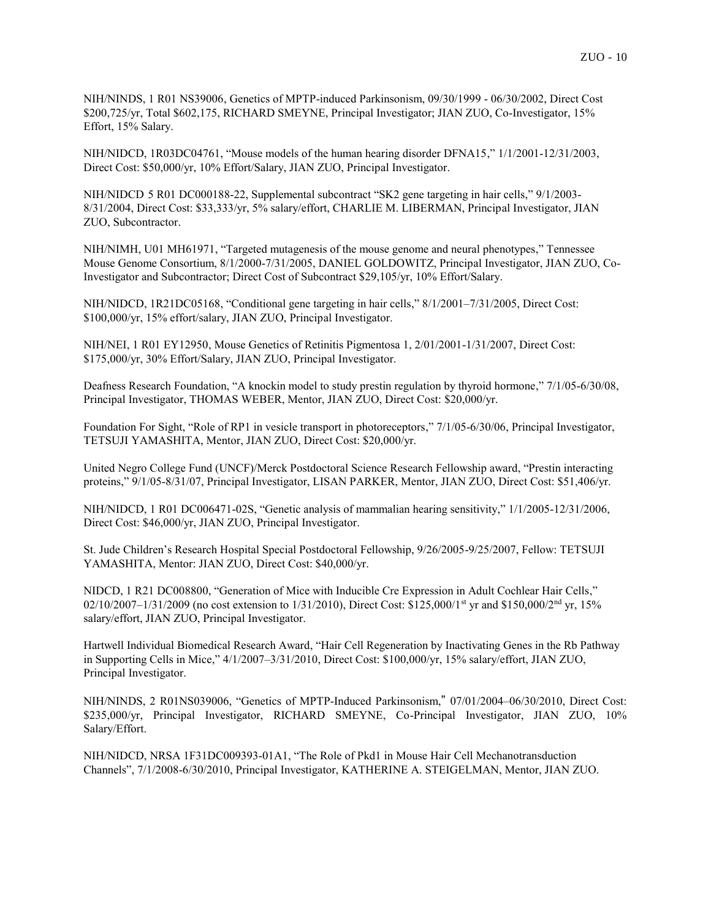NIH/NINDS, 1 R01 NS39006, Genetics of MPTP-induced Parkinsonism, 09/30/1999 - 06/30/2002, Direct Cost $200,725/yr, Total $602,175, RICHARD SMEYNE, Principal Investigator; JIAN ZUO, Co-Investigator, 15% Effort, 15% Salary.

NIH/NIDCD, 1R03DC04761, "Mouse models of the human hearing disorder DFNA15," 1/1/2001-12/31/2003, Direct Cost: $50,000/yr, 10% Effort/Salary, JIAN ZUO, Principal Investigator.

NIH/NIDCD 5 R01 DC000188-22, Supplemental subcontract "SK2 gene targeting in hair cells," 9/1/2003-8/31/2004, Direct Cost: $33,333/yr, 5% salary/effort, CHARLIE M. LIBERMAN, Principal Investigator, JIAN ZUO, Subcontractor.

NIH/NIMH, U01 MH61971, "Targeted mutagenesis of the mouse genome and neural phenotypes," Tennessee Mouse Genome Consortium, 8/1/2000-7/31/2005, DANIEL GOLDOWITZ, Principal Investigator, JIAN ZUO, Co-Investigator and Subcontractor; Direct Cost of Subcontract $29,105/yr, 10% Effort/Salary.

NIH/NIDCD, 1R21DC05168, "Conditional gene targeting in hair cells," 8/1/2001–7/31/2005, Direct Cost: $100,000/yr, 15% effort/salary, JIAN ZUO, Principal Investigator.

NIH/NEI, 1 R01 EY12950, Mouse Genetics of Retinitis Pigmentosa 1, 2/01/2001-1/31/2007, Direct Cost: $175,000/yr, 30% Effort/Salary, JIAN ZUO, Principal Investigator.

Deafness Research Foundation, "A knockin model to study prestin regulation by thyroid hormone," 7/1/05-6/30/08, Principal Investigator, THOMAS WEBER, Mentor, JIAN ZUO, Direct Cost: $20,000/yr.

Foundation For Sight, "Role of RP1 in vesicle transport in photoreceptors," 7/1/05-6/30/06, Principal Investigator, TETSUJI YAMASHITA, Mentor, JIAN ZUO, Direct Cost: $20,000/yr.

United Negro College Fund (UNCF)/Merck Postdoctoral Science Research Fellowship award, "Prestin interacting proteins," 9/1/05-8/31/07, Principal Investigator, LISAN PARKER, Mentor, JIAN ZUO, Direct Cost: $51,406/yr.

NIH/NIDCD, 1 R01 DC006471-02S, "Genetic analysis of mammalian hearing sensitivity," 1/1/2005-12/31/2006, Direct Cost: $46,000/yr, JIAN ZUO, Principal Investigator.

St. Jude Children's Research Hospital Special Postdoctoral Fellowship, 9/26/2005-9/25/2007, Fellow: TETSUJI YAMASHITA, Mentor: JIAN ZUO, Direct Cost: $40,000/yr.

NIDCD, 1 R21 DC008800, "Generation of Mice with Inducible Cre Expression in Adult Cochlear Hair Cells," 02/10/2007–1/31/2009 (no cost extension to 1/31/2010), Direct Cost: $125,000/1st yr and $150,000/2nd yr, 15% salary/effort, JIAN ZUO, Principal Investigator.

Hartwell Individual Biomedical Research Award, "Hair Cell Regeneration by Inactivating Genes in the Rb Pathway in Supporting Cells in Mice," 4/1/2007–3/31/2010, Direct Cost: $100,000/yr, 15% salary/effort, JIAN ZUO, Principal Investigator.

NIH/NINDS, 2 R01NS039006, "Genetics of MPTP-Induced Parkinsonism," 07/01/2004–06/30/2010, Direct Cost: $235,000/yr, Principal Investigator, RICHARD SMEYNE, Co-Principal Investigator, JIAN ZUO, 10% Salary/Effort.

NIH/NIDCD, NRSA 1F31DC009393-01A1, "The Role of Pkd1 in Mouse Hair Cell Mechanotransduction Channels", 7/1/2008-6/30/2010, Principal Investigator, KATHERINE A. STEIGELMAN, Mentor, JIAN ZUO.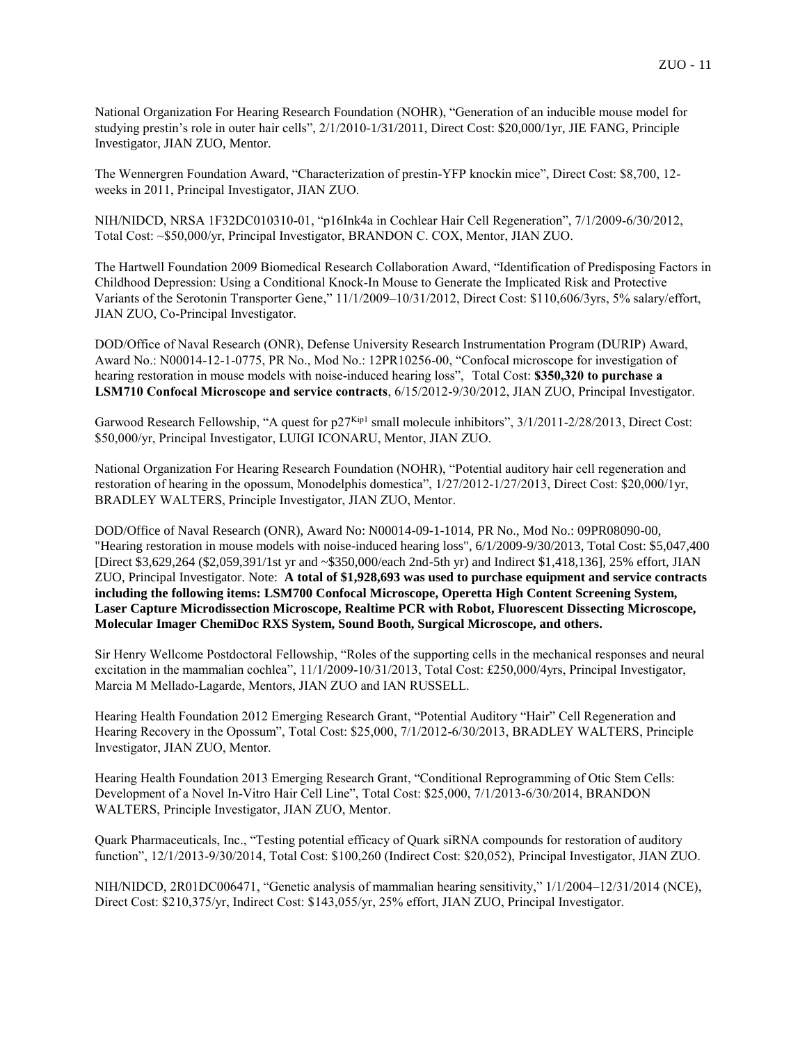National Organization For Hearing Research Foundation (NOHR), "Generation of an inducible mouse model for studying prestin's role in outer hair cells", 2/1/2010-1/31/2011, Direct Cost: $20,000/1yr, JIE FANG, Principle Investigator, JIAN ZUO, Mentor.

The Wennergren Foundation Award, "Characterization of prestin-YFP knockin mice", Direct Cost: $8,700, 12-weeks in 2011, Principal Investigator, JIAN ZUO.

NIH/NIDCD, NRSA 1F32DC010310-01, "p16Ink4a in Cochlear Hair Cell Regeneration", 7/1/2009-6/30/2012, Total Cost: ~$50,000/yr, Principal Investigator, BRANDON C. COX, Mentor, JIAN ZUO.

The Hartwell Foundation 2009 Biomedical Research Collaboration Award, "Identification of Predisposing Factors in Childhood Depression: Using a Conditional Knock-In Mouse to Generate the Implicated Risk and Protective Variants of the Serotonin Transporter Gene," 11/1/2009–10/31/2012, Direct Cost: $110,606/3yrs, 5% salary/effort, JIAN ZUO, Co-Principal Investigator.

DOD/Office of Naval Research (ONR), Defense University Research Instrumentation Program (DURIP) Award, Award No.: N00014-12-1-0775, PR No., Mod No.: 12PR10256-00, "Confocal microscope for investigation of hearing restoration in mouse models with noise-induced hearing loss", Total Cost: **$350,320 to purchase a LSM710 Confocal Microscope and service contracts**, 6/15/2012-9/30/2012, JIAN ZUO, Principal Investigator.

Garwood Research Fellowship, "A quest for p27[Kip1] small molecule inhibitors", 3/1/2011-2/28/2013, Direct Cost: $50,000/yr, Principal Investigator, LUIGI ICONARU, Mentor, JIAN ZUO.

National Organization For Hearing Research Foundation (NOHR), "Potential auditory hair cell regeneration and restoration of hearing in the opossum, Monodelphis domestica", 1/27/2012-1/27/2013, Direct Cost: $20,000/1yr, BRADLEY WALTERS, Principle Investigator, JIAN ZUO, Mentor.

DOD/Office of Naval Research (ONR), Award No: N00014-09-1-1014, PR No., Mod No.: 09PR08090-00, "Hearing restoration in mouse models with noise-induced hearing loss", 6/1/2009-9/30/2013, Total Cost: $5,047,400 [Direct $3,629,264 ($2,059,391/1st yr and ~$350,000/each 2nd-5th yr) and Indirect $1,418,136], 25% effort, JIAN ZUO, Principal Investigator. Note: **A total of $1,928,693 was used to purchase equipment and service contracts including the following items: LSM700 Confocal Microscope, Operetta High Content Screening System, Laser Capture Microdissection Microscope, Realtime PCR with Robot, Fluorescent Dissecting Microscope, Molecular Imager ChemiDoc RXS System, Sound Booth, Surgical Microscope, and others.**

Sir Henry Wellcome Postdoctoral Fellowship, "Roles of the supporting cells in the mechanical responses and neural excitation in the mammalian cochlea", 11/1/2009-10/31/2013, Total Cost: £250,000/4yrs, Principal Investigator, Marcia M Mellado-Lagarde, Mentors, JIAN ZUO and IAN RUSSELL.

Hearing Health Foundation 2012 Emerging Research Grant, "Potential Auditory "Hair" Cell Regeneration and Hearing Recovery in the Opossum", Total Cost: $25,000, 7/1/2012-6/30/2013, BRADLEY WALTERS, Principle Investigator, JIAN ZUO, Mentor.

Hearing Health Foundation 2013 Emerging Research Grant, "Conditional Reprogramming of Otic Stem Cells: Development of a Novel In-Vitro Hair Cell Line", Total Cost: $25,000, 7/1/2013-6/30/2014, BRANDON WALTERS, Principle Investigator, JIAN ZUO, Mentor.

Quark Pharmaceuticals, Inc., "Testing potential efficacy of Quark siRNA compounds for restoration of auditory function", 12/1/2013-9/30/2014, Total Cost: $100,260 (Indirect Cost: $20,052), Principal Investigator, JIAN ZUO.

NIH/NIDCD, 2R01DC006471, "Genetic analysis of mammalian hearing sensitivity," 1/1/2004–12/31/2014 (NCE), Direct Cost: $210,375/yr, Indirect Cost: $143,055/yr, 25% effort, JIAN ZUO, Principal Investigator.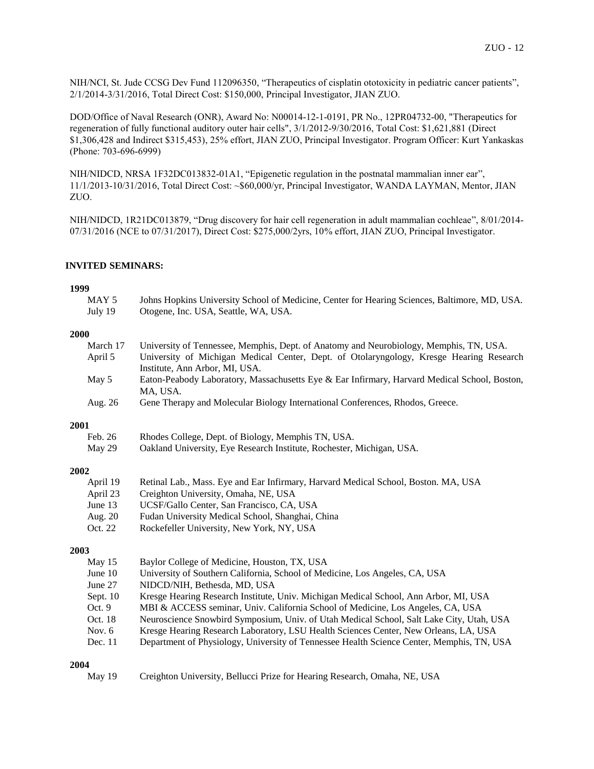NIH/NCI, St. Jude CCSG Dev Fund 112096350, "Therapeutics of cisplatin ototoxicity in pediatric cancer patients", 2/1/2014-3/31/2016, Total Direct Cost: $150,000, Principal Investigator, JIAN ZUO.

DOD/Office of Naval Research (ONR), Award No: N00014-12-1-0191, PR No., 12PR04732-00, "Therapeutics for regeneration of fully functional auditory outer hair cells", 3/1/2012-9/30/2016, Total Cost: $1,621,881 (Direct $1,306,428 and Indirect $315,453), 25% effort, JIAN ZUO, Principal Investigator. Program Officer: Kurt Yankaskas (Phone: 703-696-6999)

NIH/NIDCD, NRSA 1F32DC013832-01A1, "Epigenetic regulation in the postnatal mammalian inner ear", 11/1/2013-10/31/2016, Total Direct Cost: ~$60,000/yr, Principal Investigator, WANDA LAYMAN, Mentor, JIAN ZUO.

NIH/NIDCD, 1R21DC013879, "Drug discovery for hair cell regeneration in adult mammalian cochleae", 8/01/2014-07/31/2016 (NCE to 07/31/2017), Direct Cost: $275,000/2yrs, 10% effort, JIAN ZUO, Principal Investigator.

**INVITED SEMINARS:**

**1999**

- MAY 5 — Johns Hopkins University School of Medicine, Center for Hearing Sciences, Baltimore, MD, USA.
- July 19 — Otogene, Inc. USA, Seattle, WA, USA.

**2000**

- March 17 — University of Tennessee, Memphis, Dept. of Anatomy and Neurobiology, Memphis, TN, USA.
- April 5 — University of Michigan Medical Center, Dept. of Otolaryngology, Kresge Hearing Research Institute, Ann Arbor, MI, USA.
- May 5 — Eaton-Peabody Laboratory, Massachusetts Eye & Ear Infirmary, Harvard Medical School, Boston, MA, USA.
- Aug. 26 — Gene Therapy and Molecular Biology International Conferences, Rhodos, Greece.

**2001**

- Feb. 26 — Rhodes College, Dept. of Biology, Memphis TN, USA.
- May 29 — Oakland University, Eye Research Institute, Rochester, Michigan, USA.

**2002**

- April 19 — Retinal Lab., Mass. Eye and Ear Infirmary, Harvard Medical School, Boston. MA, USA
- April 23 — Creighton University, Omaha, NE, USA
- June 13 — UCSF/Gallo Center, San Francisco, CA, USA
- Aug. 20 — Fudan University Medical School, Shanghai, China
- Oct. 22 — Rockefeller University, New York, NY, USA

**2003**

- May 15 — Baylor College of Medicine, Houston, TX, USA
- June 10 — University of Southern California, School of Medicine, Los Angeles, CA, USA
- June 27 — NIDCD/NIH, Bethesda, MD, USA
- Sept. 10 — Kresge Hearing Research Institute, Univ. Michigan Medical School, Ann Arbor, MI, USA
- Oct. 9 — MBI & ACCESS seminar, Univ. California School of Medicine, Los Angeles, CA, USA
- Oct. 18 — Neuroscience Snowbird Symposium, Univ. of Utah Medical School, Salt Lake City, Utah, USA
- Nov. 6 — Kresge Hearing Research Laboratory, LSU Health Sciences Center, New Orleans, LA, USA
- Dec. 11 — Department of Physiology, University of Tennessee Health Science Center, Memphis, TN, USA

**2004**

- May 19 — Creighton University, Bellucci Prize for Hearing Research, Omaha, NE, USA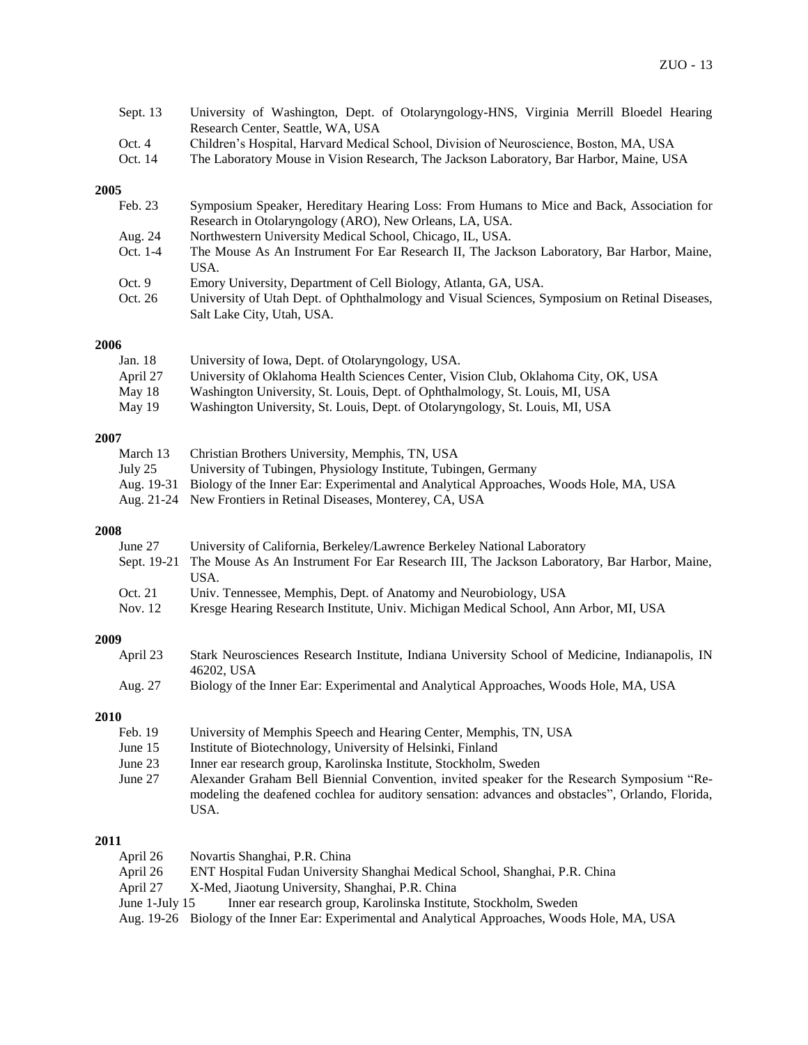Sept. 13 University of Washington, Dept. of Otolaryngology-HNS, Virginia Merrill Bloedel Hearing Research Center, Seattle, WA, USA

Oct. 4 Children's Hospital, Harvard Medical School, Division of Neuroscience, Boston, MA, USA

Oct. 14 The Laboratory Mouse in Vision Research, The Jackson Laboratory, Bar Harbor, Maine, USA

**2005**

Feb. 23 Symposium Speaker, Hereditary Hearing Loss: From Humans to Mice and Back, Association for Research in Otolaryngology (ARO), New Orleans, LA, USA.

Aug. 24 Northwestern University Medical School, Chicago, IL, USA.

Oct. 1-4 The Mouse As An Instrument For Ear Research II, The Jackson Laboratory, Bar Harbor, Maine, USA.

Oct. 9 Emory University, Department of Cell Biology, Atlanta, GA, USA.

Oct. 26 University of Utah Dept. of Ophthalmology and Visual Sciences, Symposium on Retinal Diseases, Salt Lake City, Utah, USA.

**2006**

Jan. 18 University of Iowa, Dept. of Otolaryngology, USA.

April 27 University of Oklahoma Health Sciences Center, Vision Club, Oklahoma City, OK, USA

May 18 Washington University, St. Louis, Dept. of Ophthalmology, St. Louis, MI, USA

May 19 Washington University, St. Louis, Dept. of Otolaryngology, St. Louis, MI, USA

**2007**

March 13 Christian Brothers University, Memphis, TN, USA

July 25 University of Tubingen, Physiology Institute, Tubingen, Germany

Aug. 19-31 Biology of the Inner Ear: Experimental and Analytical Approaches, Woods Hole, MA, USA

Aug. 21-24 New Frontiers in Retinal Diseases, Monterey, CA, USA

**2008**

June 27 University of California, Berkeley/Lawrence Berkeley National Laboratory

Sept. 19-21 The Mouse As An Instrument For Ear Research III, The Jackson Laboratory, Bar Harbor, Maine, USA.

Oct. 21 Univ. Tennessee, Memphis, Dept. of Anatomy and Neurobiology, USA

Nov. 12 Kresge Hearing Research Institute, Univ. Michigan Medical School, Ann Arbor, MI, USA

**2009**

April 23 Stark Neurosciences Research Institute, Indiana University School of Medicine, Indianapolis, IN 46202, USA

Aug. 27 Biology of the Inner Ear: Experimental and Analytical Approaches, Woods Hole, MA, USA

**2010**

Feb. 19 University of Memphis Speech and Hearing Center, Memphis, TN, USA

June 15 Institute of Biotechnology, University of Helsinki, Finland

June 23 Inner ear research group, Karolinska Institute, Stockholm, Sweden

June 27 Alexander Graham Bell Biennial Convention, invited speaker for the Research Symposium "Re-modeling the deafened cochlea for auditory sensation: advances and obstacles", Orlando, Florida, USA.

**2011**

April 26 Novartis Shanghai, P.R. China

April 26 ENT Hospital Fudan University Shanghai Medical School, Shanghai, P.R. China

April 27 X-Med, Jiaotung University, Shanghai, P.R. China

June 1-July 15 Inner ear research group, Karolinska Institute, Stockholm, Sweden

Aug. 19-26 Biology of the Inner Ear: Experimental and Analytical Approaches, Woods Hole, MA, USA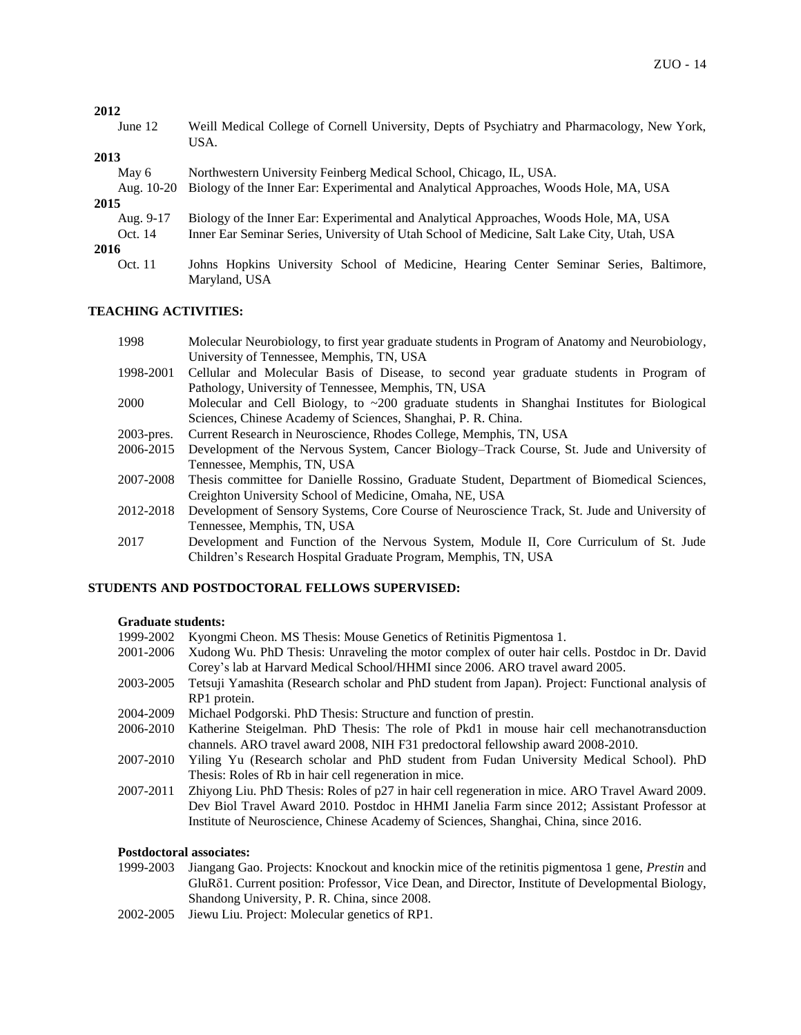**2012**

June 12 Weill Medical College of Cornell University, Depts of Psychiatry and Pharmacology, New York, USA.

**2013**

May 6 Northwestern University Feinberg Medical School, Chicago, IL, USA.

Aug. 10-20 Biology of the Inner Ear: Experimental and Analytical Approaches, Woods Hole, MA, USA

**2015**

Aug. 9-17 Biology of the Inner Ear: Experimental and Analytical Approaches, Woods Hole, MA, USA

Oct. 14 Inner Ear Seminar Series, University of Utah School of Medicine, Salt Lake City, Utah, USA

**2016**

Oct. 11 Johns Hopkins University School of Medicine, Hearing Center Seminar Series, Baltimore, Maryland, USA

## TEACHING ACTIVITIES:

1998 Molecular Neurobiology, to first year graduate students in Program of Anatomy and Neurobiology, University of Tennessee, Memphis, TN, USA

1998-2001 Cellular and Molecular Basis of Disease, to second year graduate students in Program of Pathology, University of Tennessee, Memphis, TN, USA

2000 Molecular and Cell Biology, to ~200 graduate students in Shanghai Institutes for Biological Sciences, Chinese Academy of Sciences, Shanghai, P. R. China.

2003-pres. Current Research in Neuroscience, Rhodes College, Memphis, TN, USA

2006-2015 Development of the Nervous System, Cancer Biology–Track Course, St. Jude and University of Tennessee, Memphis, TN, USA

2007-2008 Thesis committee for Danielle Rossino, Graduate Student, Department of Biomedical Sciences, Creighton University School of Medicine, Omaha, NE, USA

2012-2018 Development of Sensory Systems, Core Course of Neuroscience Track, St. Jude and University of Tennessee, Memphis, TN, USA

2017 Development and Function of the Nervous System, Module II, Core Curriculum of St. Jude Children's Research Hospital Graduate Program, Memphis, TN, USA

## STUDENTS AND POSTDOCTORAL FELLOWS SUPERVISED:

**Graduate students:**

1999-2002 Kyongmi Cheon. MS Thesis: Mouse Genetics of Retinitis Pigmentosa 1.

2001-2006 Xudong Wu. PhD Thesis: Unraveling the motor complex of outer hair cells. Postdoc in Dr. David Corey's lab at Harvard Medical School/HHMI since 2006. ARO travel award 2005.

2003-2005 Tetsuji Yamashita (Research scholar and PhD student from Japan). Project: Functional analysis of RP1 protein.

2004-2009 Michael Podgorski. PhD Thesis: Structure and function of prestin.

2006-2010 Katherine Steigelman. PhD Thesis: The role of Pkd1 in mouse hair cell mechanotransduction channels. ARO travel award 2008, NIH F31 predoctoral fellowship award 2008-2010.

2007-2010 Yiling Yu (Research scholar and PhD student from Fudan University Medical School). PhD Thesis: Roles of Rb in hair cell regeneration in mice.

2007-2011 Zhiyong Liu. PhD Thesis: Roles of p27 in hair cell regeneration in mice. ARO Travel Award 2009. Dev Biol Travel Award 2010. Postdoc in HHMI Janelia Farm since 2012; Assistant Professor at Institute of Neuroscience, Chinese Academy of Sciences, Shanghai, China, since 2016.

**Postdoctoral associates:**

1999-2003 Jiangang Gao. Projects: Knockout and knockin mice of the retinitis pigmentosa 1 gene, *Prestin* and GluRδ1. Current position: Professor, Vice Dean, and Director, Institute of Developmental Biology, Shandong University, P. R. China, since 2008.

2002-2005 Jiewu Liu. Project: Molecular genetics of RP1.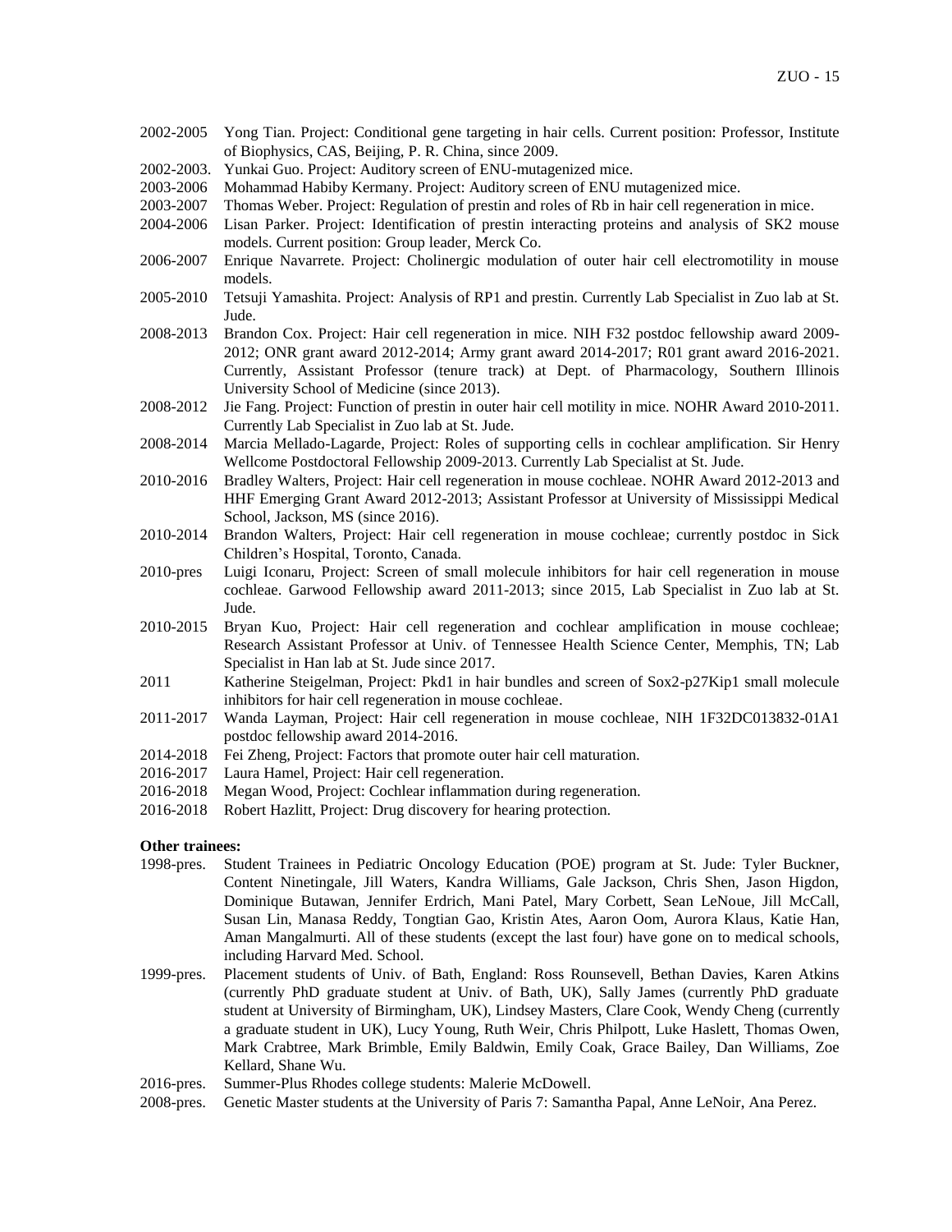2002-2005 Yong Tian. Project: Conditional gene targeting in hair cells. Current position: Professor, Institute of Biophysics, CAS, Beijing, P. R. China, since 2009.

2002-2003. Yunkai Guo. Project: Auditory screen of ENU-mutagenized mice.

2003-2006 Mohammad Habiby Kermany. Project: Auditory screen of ENU mutagenized mice.

2003-2007 Thomas Weber. Project: Regulation of prestin and roles of Rb in hair cell regeneration in mice.

2004-2006 Lisan Parker. Project: Identification of prestin interacting proteins and analysis of SK2 mouse models. Current position: Group leader, Merck Co.

2006-2007 Enrique Navarrete. Project: Cholinergic modulation of outer hair cell electromotility in mouse models.

2005-2010 Tetsuji Yamashita. Project: Analysis of RP1 and prestin. Currently Lab Specialist in Zuo lab at St. Jude.

2008-2013 Brandon Cox. Project: Hair cell regeneration in mice. NIH F32 postdoc fellowship award 2009-2012; ONR grant award 2012-2014; Army grant award 2014-2017; R01 grant award 2016-2021. Currently, Assistant Professor (tenure track) at Dept. of Pharmacology, Southern Illinois University School of Medicine (since 2013).

2008-2012 Jie Fang. Project: Function of prestin in outer hair cell motility in mice. NOHR Award 2010-2011. Currently Lab Specialist in Zuo lab at St. Jude.

2008-2014 Marcia Mellado-Lagarde, Project: Roles of supporting cells in cochlear amplification. Sir Henry Wellcome Postdoctoral Fellowship 2009-2013. Currently Lab Specialist at St. Jude.

2010-2016 Bradley Walters, Project: Hair cell regeneration in mouse cochleae. NOHR Award 2012-2013 and HHF Emerging Grant Award 2012-2013; Assistant Professor at University of Mississippi Medical School, Jackson, MS (since 2016).

2010-2014 Brandon Walters, Project: Hair cell regeneration in mouse cochleae; currently postdoc in Sick Children's Hospital, Toronto, Canada.

2010-pres Luigi Iconaru, Project: Screen of small molecule inhibitors for hair cell regeneration in mouse cochleae. Garwood Fellowship award 2011-2013; since 2015, Lab Specialist in Zuo lab at St. Jude.

2010-2015 Bryan Kuo, Project: Hair cell regeneration and cochlear amplification in mouse cochleae; Research Assistant Professor at Univ. of Tennessee Health Science Center, Memphis, TN; Lab Specialist in Han lab at St. Jude since 2017.

2011 Katherine Steigelman, Project: Pkd1 in hair bundles and screen of Sox2-p27Kip1 small molecule inhibitors for hair cell regeneration in mouse cochleae.

2011-2017 Wanda Layman, Project: Hair cell regeneration in mouse cochleae, NIH 1F32DC013832-01A1 postdoc fellowship award 2014-2016.

2014-2018 Fei Zheng, Project: Factors that promote outer hair cell maturation.

2016-2017 Laura Hamel, Project: Hair cell regeneration.

2016-2018 Megan Wood, Project: Cochlear inflammation during regeneration.

2016-2018 Robert Hazlitt, Project: Drug discovery for hearing protection.

**Other trainees:**

1998-pres. Student Trainees in Pediatric Oncology Education (POE) program at St. Jude: Tyler Buckner, Content Ninetingale, Jill Waters, Kandra Williams, Gale Jackson, Chris Shen, Jason Higdon, Dominique Butawan, Jennifer Erdrich, Mani Patel, Mary Corbett, Sean LeNoue, Jill McCall, Susan Lin, Manasa Reddy, Tongtian Gao, Kristin Ates, Aaron Oom, Aurora Klaus, Katie Han, Aman Mangalmurti. All of these students (except the last four) have gone on to medical schools, including Harvard Med. School.

1999-pres. Placement students of Univ. of Bath, England: Ross Rounsevell, Bethan Davies, Karen Atkins (currently PhD graduate student at Univ. of Bath, UK), Sally James (currently PhD graduate student at University of Birmingham, UK), Lindsey Masters, Clare Cook, Wendy Cheng (currently a graduate student in UK), Lucy Young, Ruth Weir, Chris Philpott, Luke Haslett, Thomas Owen, Mark Crabtree, Mark Brimble, Emily Baldwin, Emily Coak, Grace Bailey, Dan Williams, Zoe Kellard, Shane Wu.

2016-pres. Summer-Plus Rhodes college students: Malerie McDowell.

2008-pres. Genetic Master students at the University of Paris 7: Samantha Papal, Anne LeNoir, Ana Perez.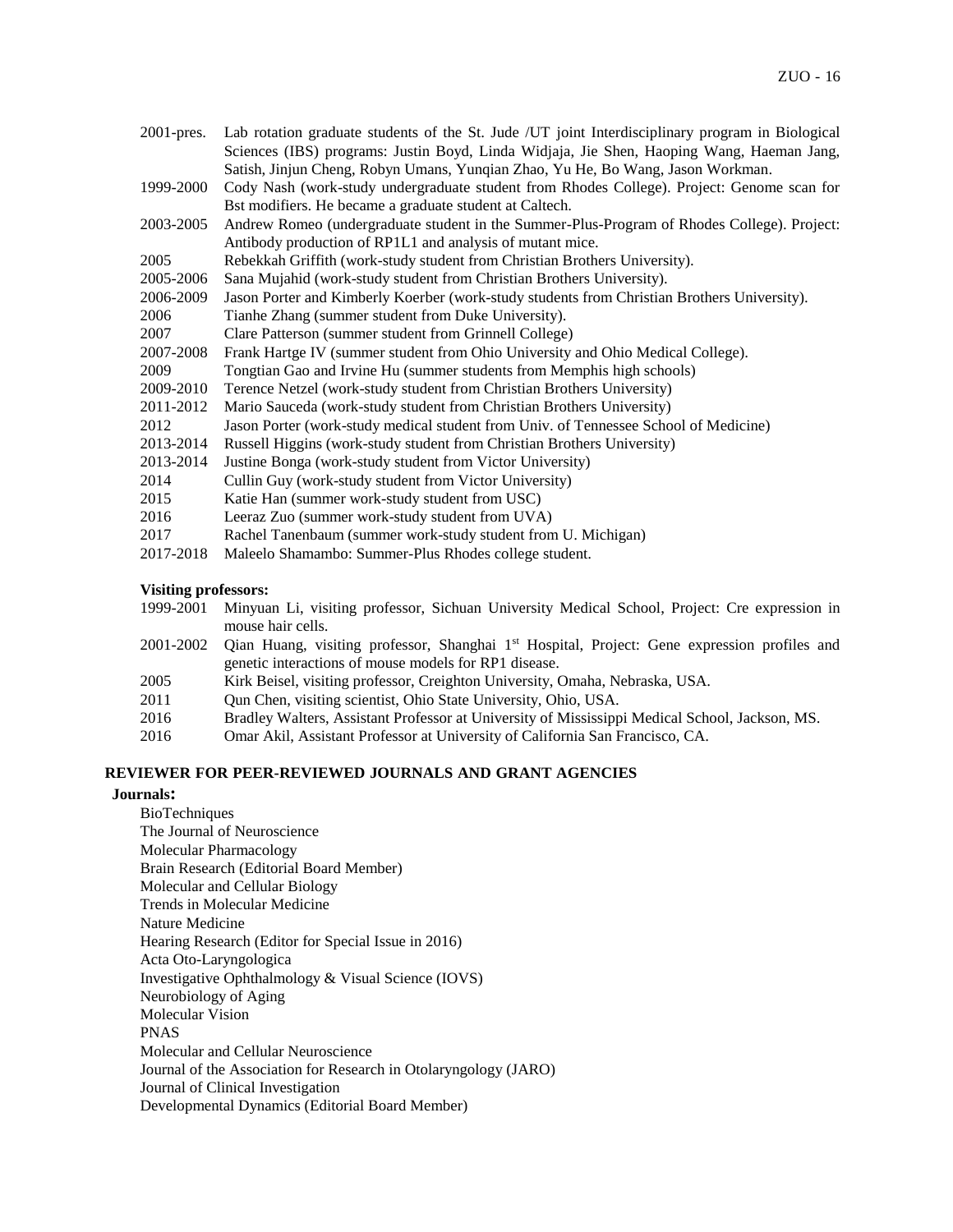2001-pres. Lab rotation graduate students of the St. Jude /UT joint Interdisciplinary program in Biological Sciences (IBS) programs: Justin Boyd, Linda Widjaja, Jie Shen, Haoping Wang, Haeman Jang, Satish, Jinjun Cheng, Robyn Umans, Yunqian Zhao, Yu He, Bo Wang, Jason Workman.

1999-2000 Cody Nash (work-study undergraduate student from Rhodes College). Project: Genome scan for Bst modifiers. He became a graduate student at Caltech.

2003-2005 Andrew Romeo (undergraduate student in the Summer-Plus-Program of Rhodes College). Project: Antibody production of RP1L1 and analysis of mutant mice.

2005 Rebekkah Griffith (work-study student from Christian Brothers University).

2005-2006 Sana Mujahid (work-study student from Christian Brothers University).

2006-2009 Jason Porter and Kimberly Koerber (work-study students from Christian Brothers University).

2006 Tianhe Zhang (summer student from Duke University).

2007 Clare Patterson (summer student from Grinnell College)

2007-2008 Frank Hartge IV (summer student from Ohio University and Ohio Medical College).

2009 Tongtian Gao and Irvine Hu (summer students from Memphis high schools)

2009-2010 Terence Netzel (work-study student from Christian Brothers University)

2011-2012 Mario Sauceda (work-study student from Christian Brothers University)

2012 Jason Porter (work-study medical student from Univ. of Tennessee School of Medicine)

2013-2014 Russell Higgins (work-study student from Christian Brothers University)

2013-2014 Justine Bonga (work-study student from Victor University)

2014 Cullin Guy (work-study student from Victor University)

2015 Katie Han (summer work-study student from USC)

2016 Leeraz Zuo (summer work-study student from UVA)

2017 Rachel Tanenbaum (summer work-study student from U. Michigan)

2017-2018 Maleelo Shamambo: Summer-Plus Rhodes college student.

**Visiting professors:**

1999-2001 Minyuan Li, visiting professor, Sichuan University Medical School, Project: Cre expression in mouse hair cells.

2001-2002 Qian Huang, visiting professor, Shanghai 1st Hospital, Project: Gene expression profiles and genetic interactions of mouse models for RP1 disease.

2005 Kirk Beisel, visiting professor, Creighton University, Omaha, Nebraska, USA.

2011 Qun Chen, visiting scientist, Ohio State University, Ohio, USA.

2016 Bradley Walters, Assistant Professor at University of Mississippi Medical School, Jackson, MS.

2016 Omar Akil, Assistant Professor at University of California San Francisco, CA.

## REVIEWER FOR PEER-REVIEWED JOURNALS AND GRANT AGENCIES

**Journals:**

BioTechniques
The Journal of Neuroscience
Molecular Pharmacology
Brain Research (Editorial Board Member)
Molecular and Cellular Biology
Trends in Molecular Medicine
Nature Medicine
Hearing Research (Editor for Special Issue in 2016)
Acta Oto-Laryngologica
Investigative Ophthalmology & Visual Science (IOVS)
Neurobiology of Aging
Molecular Vision
PNAS
Molecular and Cellular Neuroscience
Journal of the Association for Research in Otolaryngology (JARO)
Journal of Clinical Investigation
Developmental Dynamics (Editorial Board Member)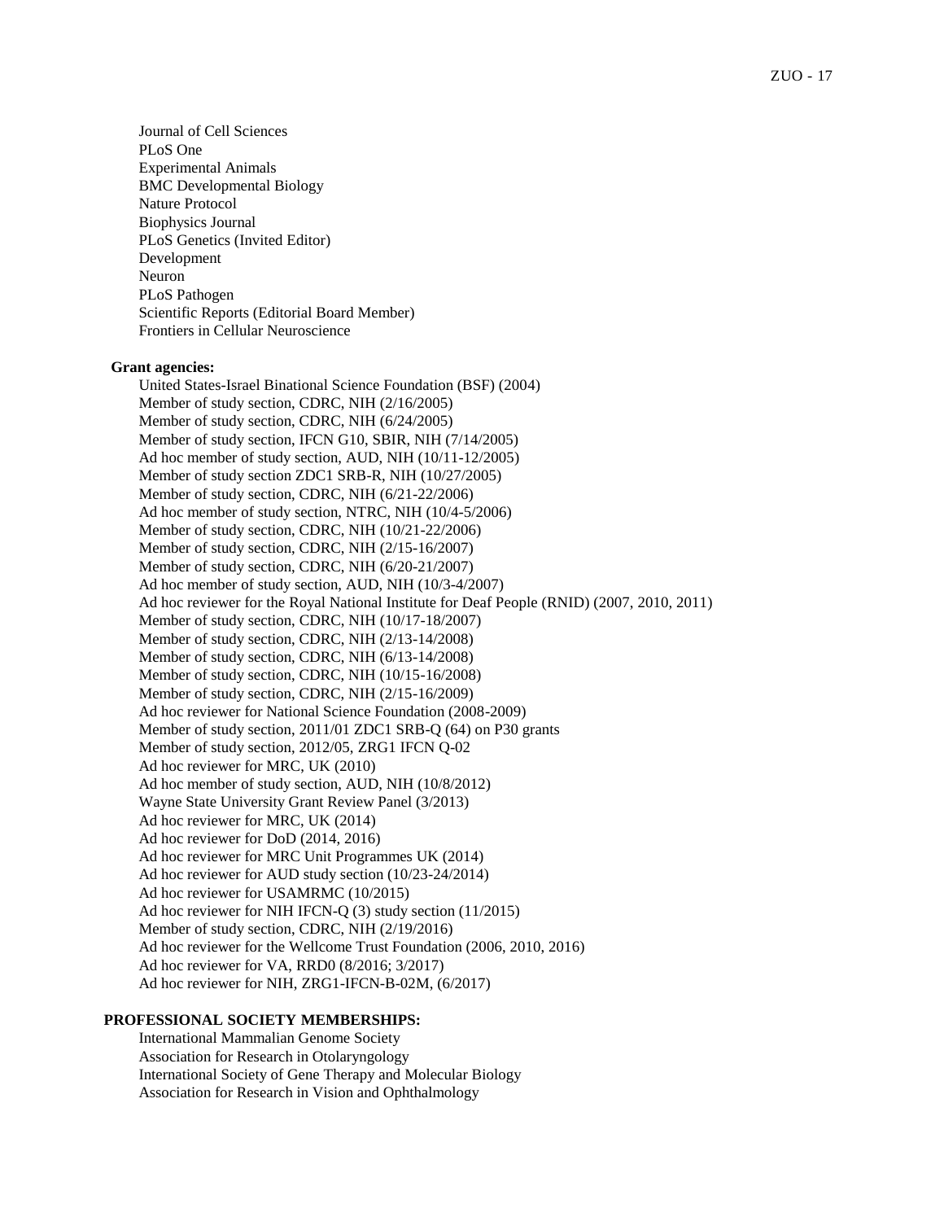Journal of Cell Sciences
PLoS One
Experimental Animals
BMC Developmental Biology
Nature Protocol
Biophysics Journal
PLoS Genetics (Invited Editor)
Development
Neuron
PLoS Pathogen
Scientific Reports (Editorial Board Member)
Frontiers in Cellular Neuroscience

**Grant agencies:**

United States-Israel Binational Science Foundation (BSF) (2004)
Member of study section, CDRC, NIH (2/16/2005)
Member of study section, CDRC, NIH (6/24/2005)
Member of study section, IFCN G10, SBIR, NIH (7/14/2005)
Ad hoc member of study section, AUD, NIH (10/11-12/2005)
Member of study section ZDC1 SRB-R, NIH (10/27/2005)
Member of study section, CDRC, NIH (6/21-22/2006)
Ad hoc member of study section, NTRC, NIH (10/4-5/2006)
Member of study section, CDRC, NIH (10/21-22/2006)
Member of study section, CDRC, NIH (2/15-16/2007)
Member of study section, CDRC, NIH (6/20-21/2007)
Ad hoc member of study section, AUD, NIH (10/3-4/2007)
Ad hoc reviewer for the Royal National Institute for Deaf People (RNID) (2007, 2010, 2011)
Member of study section, CDRC, NIH (10/17-18/2007)
Member of study section, CDRC, NIH (2/13-14/2008)
Member of study section, CDRC, NIH (6/13-14/2008)
Member of study section, CDRC, NIH (10/15-16/2008)
Member of study section, CDRC, NIH (2/15-16/2009)
Ad hoc reviewer for National Science Foundation (2008-2009)
Member of study section, 2011/01 ZDC1 SRB-Q (64) on P30 grants
Member of study section, 2012/05, ZRG1 IFCN Q-02
Ad hoc reviewer for MRC, UK (2010)
Ad hoc member of study section, AUD, NIH (10/8/2012)
Wayne State University Grant Review Panel (3/2013)
Ad hoc reviewer for MRC, UK (2014)
Ad hoc reviewer for DoD (2014, 2016)
Ad hoc reviewer for MRC Unit Programmes UK (2014)
Ad hoc reviewer for AUD study section (10/23-24/2014)
Ad hoc reviewer for USAMRMC (10/2015)
Ad hoc reviewer for NIH IFCN-Q (3) study section (11/2015)
Member of study section, CDRC, NIH (2/19/2016)
Ad hoc reviewer for the Wellcome Trust Foundation (2006, 2010, 2016)
Ad hoc reviewer for VA, RRD0 (8/2016; 3/2017)
Ad hoc reviewer for NIH, ZRG1-IFCN-B-02M, (6/2017)

## PROFESSIONAL SOCIETY MEMBERSHIPS:

International Mammalian Genome Society
Association for Research in Otolaryngology
International Society of Gene Therapy and Molecular Biology
Association for Research in Vision and Ophthalmology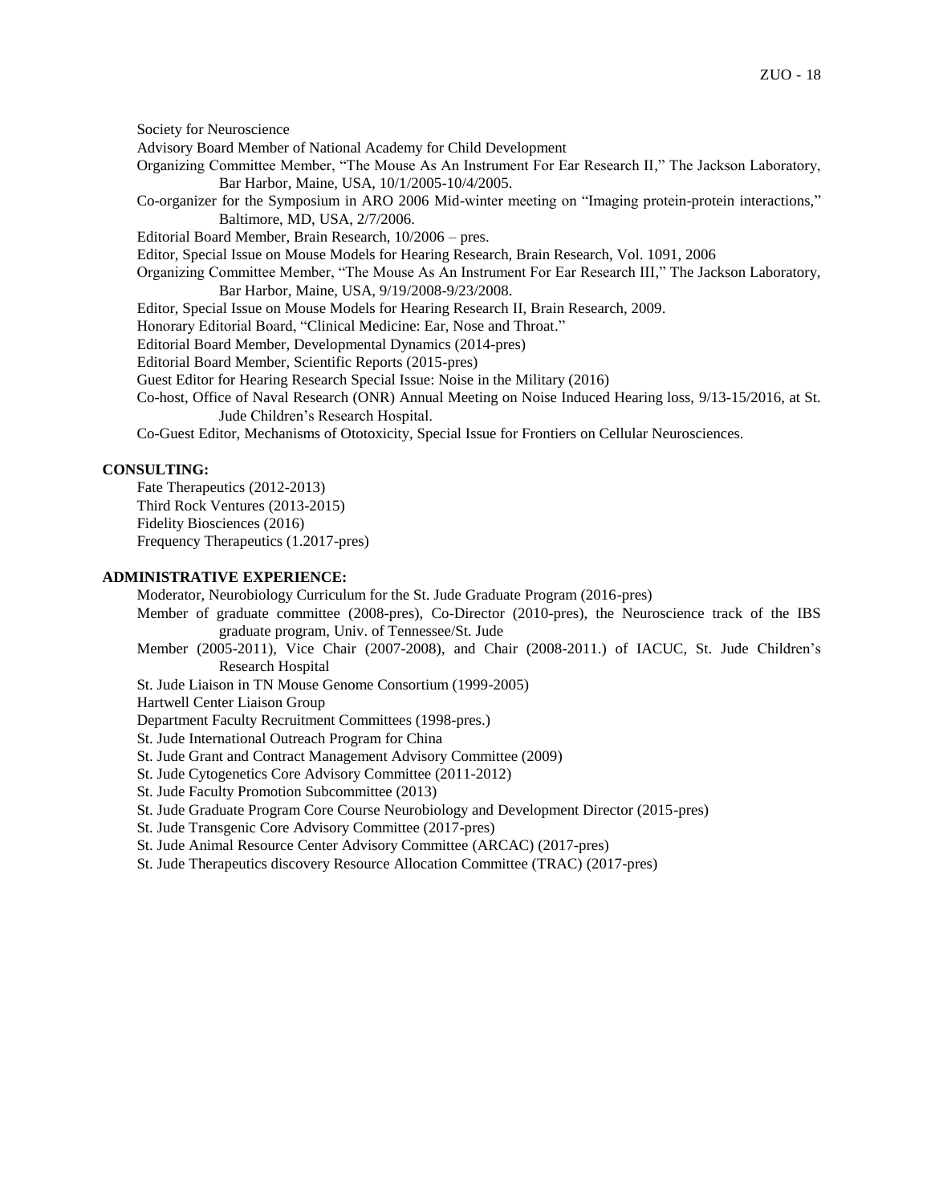Society for Neuroscience

Advisory Board Member of National Academy for Child Development

Organizing Committee Member, "The Mouse As An Instrument For Ear Research II," The Jackson Laboratory, Bar Harbor, Maine, USA, 10/1/2005-10/4/2005.

Co-organizer for the Symposium in ARO 2006 Mid-winter meeting on "Imaging protein-protein interactions," Baltimore, MD, USA, 2/7/2006.

Editorial Board Member, Brain Research, 10/2006 – pres.

Editor, Special Issue on Mouse Models for Hearing Research, Brain Research, Vol. 1091, 2006

Organizing Committee Member, "The Mouse As An Instrument For Ear Research III," The Jackson Laboratory, Bar Harbor, Maine, USA, 9/19/2008-9/23/2008.

Editor, Special Issue on Mouse Models for Hearing Research II, Brain Research, 2009.

Honorary Editorial Board, "Clinical Medicine: Ear, Nose and Throat."

Editorial Board Member, Developmental Dynamics (2014-pres)

Editorial Board Member, Scientific Reports (2015-pres)

Guest Editor for Hearing Research Special Issue: Noise in the Military (2016)

Co-host, Office of Naval Research (ONR) Annual Meeting on Noise Induced Hearing loss, 9/13-15/2016, at St. Jude Children's Research Hospital.

Co-Guest Editor, Mechanisms of Ototoxicity, Special Issue for Frontiers on Cellular Neurosciences.

**CONSULTING:**

Fate Therapeutics (2012-2013)
Third Rock Ventures (2013-2015)
Fidelity Biosciences (2016)
Frequency Therapeutics (1.2017-pres)

**ADMINISTRATIVE EXPERIENCE:**

Moderator, Neurobiology Curriculum for the St. Jude Graduate Program (2016-pres)

Member of graduate committee (2008-pres), Co-Director (2010-pres), the Neuroscience track of the IBS graduate program, Univ. of Tennessee/St. Jude

Member (2005-2011), Vice Chair (2007-2008), and Chair (2008-2011.) of IACUC, St. Jude Children's Research Hospital

St. Jude Liaison in TN Mouse Genome Consortium (1999-2005)

Hartwell Center Liaison Group

Department Faculty Recruitment Committees (1998-pres.)

St. Jude International Outreach Program for China

St. Jude Grant and Contract Management Advisory Committee (2009)

St. Jude Cytogenetics Core Advisory Committee (2011-2012)

St. Jude Faculty Promotion Subcommittee (2013)

St. Jude Graduate Program Core Course Neurobiology and Development Director (2015-pres)

St. Jude Transgenic Core Advisory Committee (2017-pres)

St. Jude Animal Resource Center Advisory Committee (ARCAC) (2017-pres)

St. Jude Therapeutics discovery Resource Allocation Committee (TRAC) (2017-pres)